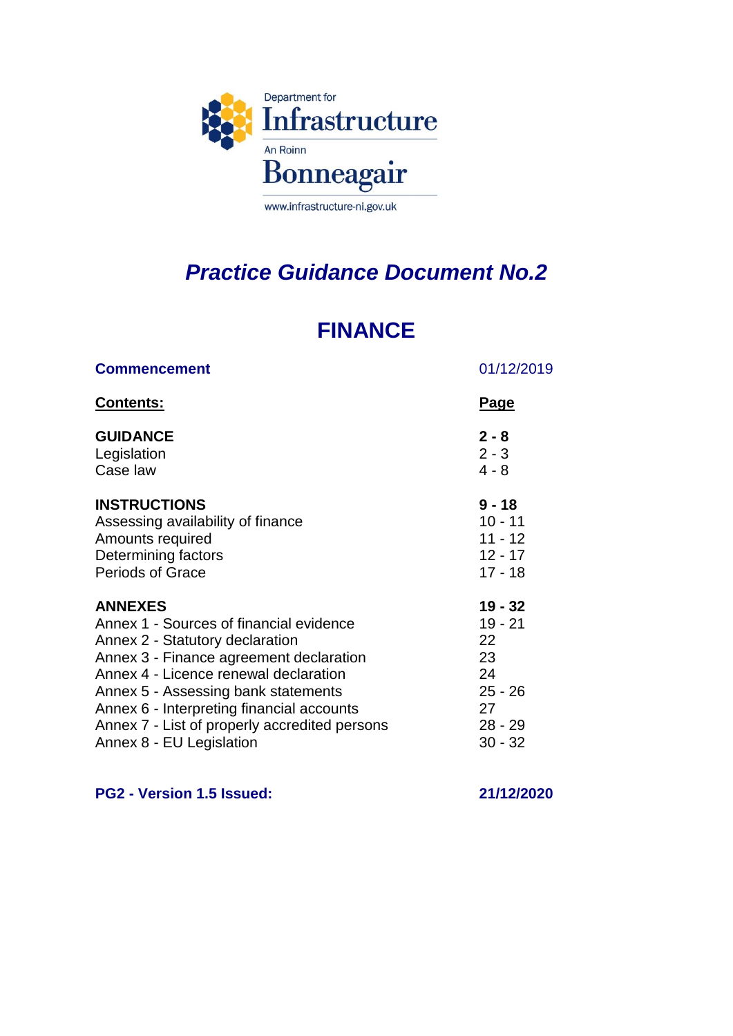Department for
Infrastructure
An Roinn
Bonneagair
www.infrastructure-ni.gov.uk

# *Practice Guidance Document No.2*

## FINANCE

| **Commencement** | 01/12/2019 |
|---|---|
| **Contents:** | **Page** |
| **GUIDANCE** | **2 - 8** |
| Legislation | 2 - 3 |
| Case law | 4 - 8 |
| **INSTRUCTIONS** | **9 - 18** |
| Assessing availability of finance | 10 - 11 |
| Amounts required | 11 - 12 |
| Determining factors | 12 - 17 |
| Periods of Grace | 17 - 18 |
| **ANNEXES** | **19 - 32** |
| Annex 1 - Sources of financial evidence | 19 - 21 |
| Annex 2 - Statutory declaration | 22 |
| Annex 3 - Finance agreement declaration | 23 |
| Annex 4 - Licence renewal declaration | 24 |
| Annex 5 - Assessing bank statements | 25 - 26 |
| Annex 6 - Interpreting financial accounts | 27 |
| Annex 7 - List of properly accredited persons | 28 - 29 |
| Annex 8 - EU Legislation | 30 - 32 |

**PG2 - Version 1.5 Issued: 21/12/2020**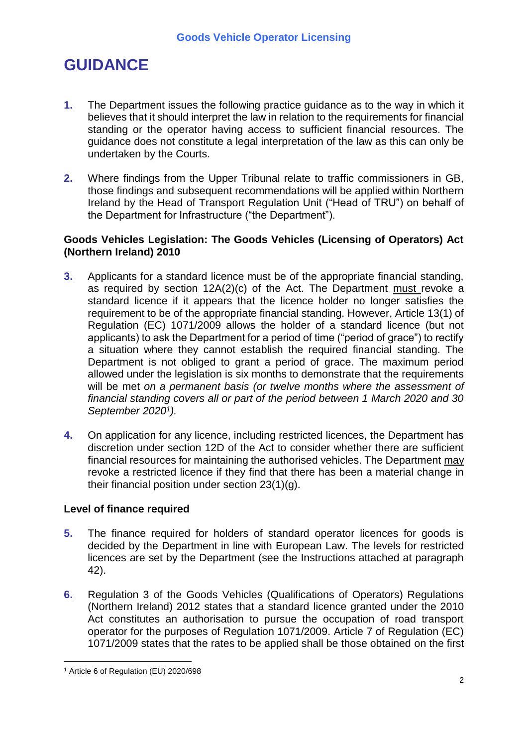# GUIDANCE

1. The Department issues the following practice guidance as to the way in which it believes that it should interpret the law in relation to the requirements for financial standing or the operator having access to sufficient financial resources. The guidance does not constitute a legal interpretation of the law as this can only be undertaken by the Courts.

2. Where findings from the Upper Tribunal relate to traffic commissioners in GB, those findings and subsequent recommendations will be applied within Northern Ireland by the Head of Transport Regulation Unit ("Head of TRU") on behalf of the Department for Infrastructure ("the Department").

**Goods Vehicles Legislation: The Goods Vehicles (Licensing of Operators) Act (Northern Ireland) 2010**

3. Applicants for a standard licence must be of the appropriate financial standing, as required by section 12A(2)(c) of the Act. The Department must revoke a standard licence if it appears that the licence holder no longer satisfies the requirement to be of the appropriate financial standing. However, Article 13(1) of Regulation (EC) 1071/2009 allows the holder of a standard licence (but not applicants) to ask the Department for a period of time ("period of grace") to rectify a situation where they cannot establish the required financial standing. The Department is not obliged to grant a period of grace. The maximum period allowed under the legislation is six months to demonstrate that the requirements will be met *on a permanent basis (or twelve months where the assessment of financial standing covers all or part of the period between 1 March 2020 and 30 September 2020*[1]*).*

4. On application for any licence, including restricted licences, the Department has discretion under section 12D of the Act to consider whether there are sufficient financial resources for maintaining the authorised vehicles. The Department may revoke a restricted licence if they find that there has been a material change in their financial position under section 23(1)(g).

**Level of finance required**

5. The finance required for holders of standard operator licences for goods is decided by the Department in line with European Law. The levels for restricted licences are set by the Department (see the Instructions attached at paragraph 42).

6. Regulation 3 of the Goods Vehicles (Qualifications of Operators) Regulations (Northern Ireland) 2012 states that a standard licence granted under the 2010 Act constitutes an authorisation to pursue the occupation of road transport operator for the purposes of Regulation 1071/2009. Article 7 of Regulation (EC) 1071/2009 states that the rates to be applied shall be those obtained on the first

---

[1] Article 6 of Regulation (EU) 2020/698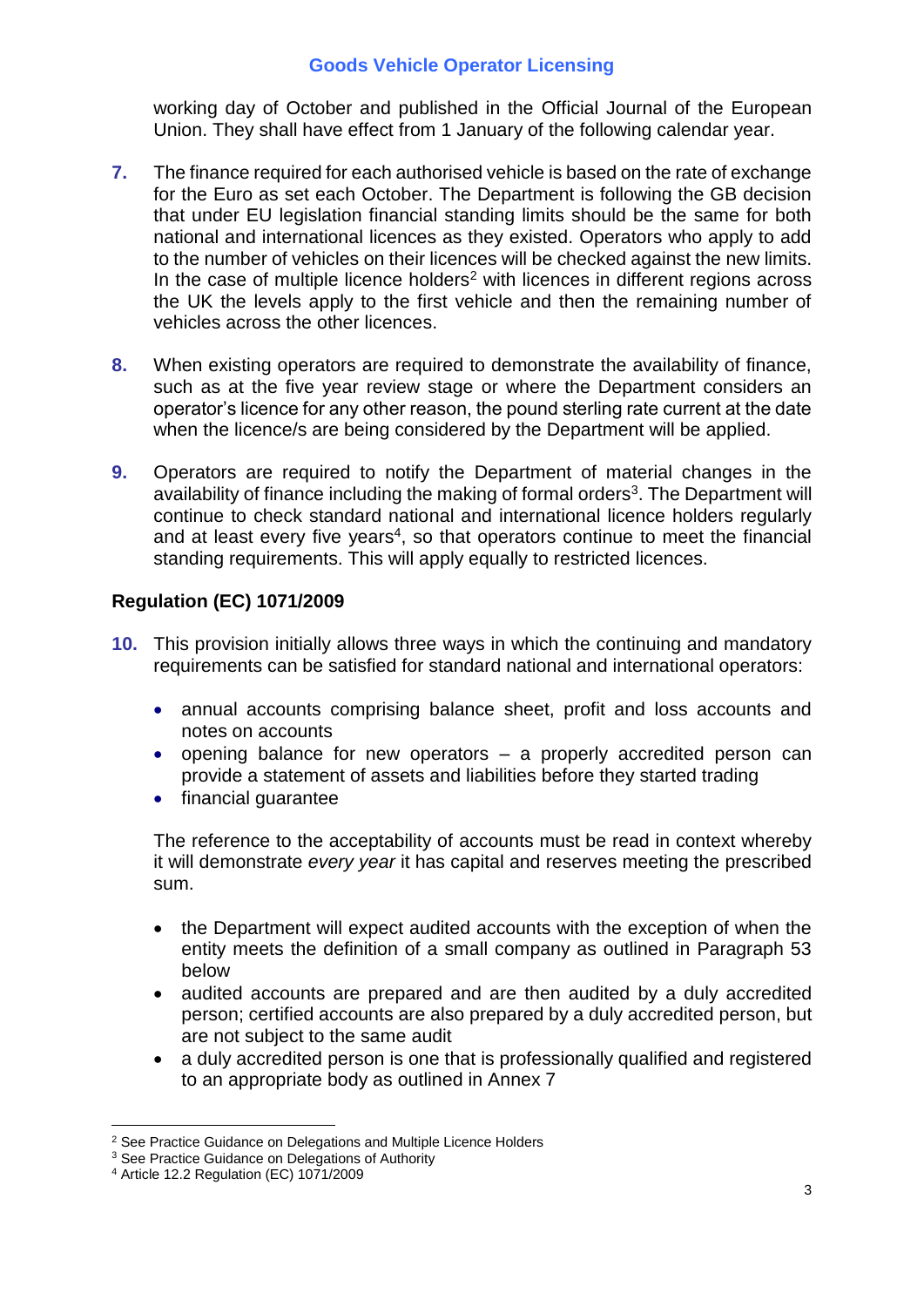working day of October and published in the Official Journal of the European Union. They shall have effect from 1 January of the following calendar year.

7. The finance required for each authorised vehicle is based on the rate of exchange for the Euro as set each October. The Department is following the GB decision that under EU legislation financial standing limits should be the same for both national and international licences as they existed. Operators who apply to add to the number of vehicles on their licences will be checked against the new limits. In the case of multiple licence holders[2] with licences in different regions across the UK the levels apply to the first vehicle and then the remaining number of vehicles across the other licences.

8. When existing operators are required to demonstrate the availability of finance, such as at the five year review stage or where the Department considers an operator's licence for any other reason, the pound sterling rate current at the date when the licence/s are being considered by the Department will be applied.

9. Operators are required to notify the Department of material changes in the availability of finance including the making of formal orders[3]. The Department will continue to check standard national and international licence holders regularly and at least every five years[4], so that operators continue to meet the financial standing requirements. This will apply equally to restricted licences.

### Regulation (EC) 1071/2009

10. This provision initially allows three ways in which the continuing and mandatory requirements can be satisfied for standard national and international operators:

    - annual accounts comprising balance sheet, profit and loss accounts and notes on accounts
    - opening balance for new operators – a properly accredited person can provide a statement of assets and liabilities before they started trading
    - financial guarantee

    The reference to the acceptability of accounts must be read in context whereby it will demonstrate *every year* it has capital and reserves meeting the prescribed sum.

    - the Department will expect audited accounts with the exception of when the entity meets the definition of a small company as outlined in Paragraph 53 below
    - audited accounts are prepared and are then audited by a duly accredited person; certified accounts are also prepared by a duly accredited person, but are not subject to the same audit
    - a duly accredited person is one that is professionally qualified and registered to an appropriate body as outlined in Annex 7

---

[2] See Practice Guidance on Delegations and Multiple Licence Holders

[3] See Practice Guidance on Delegations of Authority

[4] Article 12.2 Regulation (EC) 1071/2009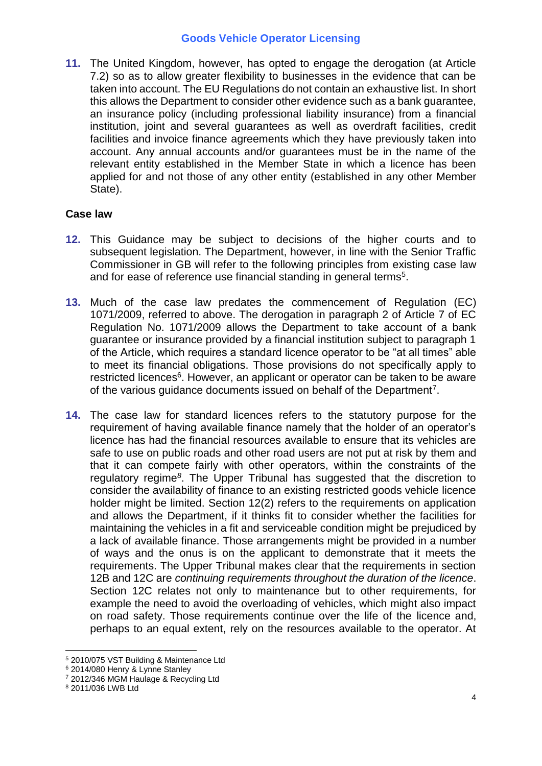**11.** The United Kingdom, however, has opted to engage the derogation (at Article 7.2) so as to allow greater flexibility to businesses in the evidence that can be taken into account. The EU Regulations do not contain an exhaustive list. In short this allows the Department to consider other evidence such as a bank guarantee, an insurance policy (including professional liability insurance) from a financial institution, joint and several guarantees as well as overdraft facilities, credit facilities and invoice finance agreements which they have previously taken into account. Any annual accounts and/or guarantees must be in the name of the relevant entity established in the Member State in which a licence has been applied for and not those of any other entity (established in any other Member State).

**Case law**

**12.** This Guidance may be subject to decisions of the higher courts and to subsequent legislation. The Department, however, in line with the Senior Traffic Commissioner in GB will refer to the following principles from existing case law and for ease of reference use financial standing in general terms[5].

**13.** Much of the case law predates the commencement of Regulation (EC) 1071/2009, referred to above. The derogation in paragraph 2 of Article 7 of EC Regulation No. 1071/2009 allows the Department to take account of a bank guarantee or insurance provided by a financial institution subject to paragraph 1 of the Article, which requires a standard licence operator to be "at all times" able to meet its financial obligations. Those provisions do not specifically apply to restricted licences[6]. However, an applicant or operator can be taken to be aware of the various guidance documents issued on behalf of the Department[7].

**14.** The case law for standard licences refers to the statutory purpose for the requirement of having available finance namely that the holder of an operator's licence has had the financial resources available to ensure that its vehicles are safe to use on public roads and other road users are not put at risk by them and that it can compete fairly with other operators, within the constraints of the regulatory regime[8]. The Upper Tribunal has suggested that the discretion to consider the availability of finance to an existing restricted goods vehicle licence holder might be limited. Section 12(2) refers to the requirements on application and allows the Department, if it thinks fit to consider whether the facilities for maintaining the vehicles in a fit and serviceable condition might be prejudiced by a lack of available finance. Those arrangements might be provided in a number of ways and the onus is on the applicant to demonstrate that it meets the requirements. The Upper Tribunal makes clear that the requirements in section 12B and 12C are *continuing requirements throughout the duration of the licence*. Section 12C relates not only to maintenance but to other requirements, for example the need to avoid the overloading of vehicles, which might also impact on road safety. Those requirements continue over the life of the licence and, perhaps to an equal extent, rely on the resources available to the operator. At

---

[5] 2010/075 VST Building & Maintenance Ltd

[6] 2014/080 Henry & Lynne Stanley

[7] 2012/346 MGM Haulage & Recycling Ltd

[8] 2011/036 LWB Ltd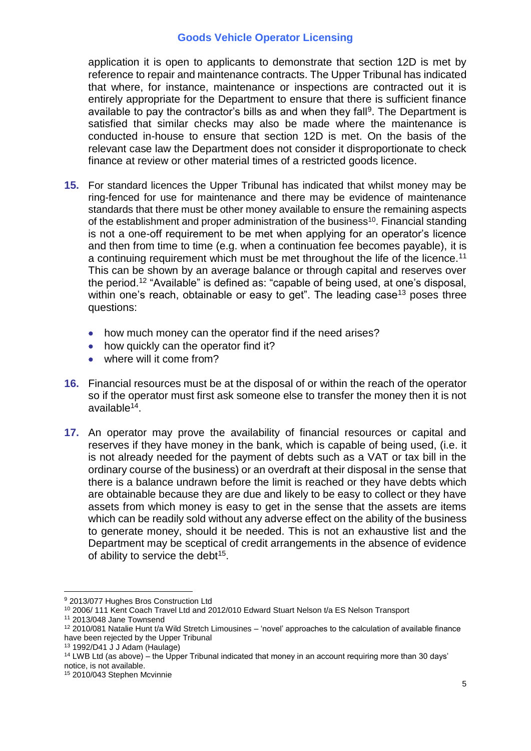application it is open to applicants to demonstrate that section 12D is met by reference to repair and maintenance contracts. The Upper Tribunal has indicated that where, for instance, maintenance or inspections are contracted out it is entirely appropriate for the Department to ensure that there is sufficient finance available to pay the contractor's bills as and when they fall[9]. The Department is satisfied that similar checks may also be made where the maintenance is conducted in-house to ensure that section 12D is met. On the basis of the relevant case law the Department does not consider it disproportionate to check finance at review or other material times of a restricted goods licence.

**15.** For standard licences the Upper Tribunal has indicated that whilst money may be ring-fenced for use for maintenance and there may be evidence of maintenance standards that there must be other money available to ensure the remaining aspects of the establishment and proper administration of the business[10]. Financial standing is not a one-off requirement to be met when applying for an operator's licence and then from time to time (e.g. when a continuation fee becomes payable), it is a continuing requirement which must be met throughout the life of the licence.[11] This can be shown by an average balance or through capital and reserves over the period.[12] "Available" is defined as: "capable of being used, at one's disposal, within one's reach, obtainable or easy to get". The leading case[13] poses three questions:

- how much money can the operator find if the need arises?
- how quickly can the operator find it?
- where will it come from?

**16.** Financial resources must be at the disposal of or within the reach of the operator so if the operator must first ask someone else to transfer the money then it is not available[14].

**17.** An operator may prove the availability of financial resources or capital and reserves if they have money in the bank, which is capable of being used, (i.e. it is not already needed for the payment of debts such as a VAT or tax bill in the ordinary course of the business) or an overdraft at their disposal in the sense that there is a balance undrawn before the limit is reached or they have debts which are obtainable because they are due and likely to be easy to collect or they have assets from which money is easy to get in the sense that the assets are items which can be readily sold without any adverse effect on the ability of the business to generate money, should it be needed. This is not an exhaustive list and the Department may be sceptical of credit arrangements in the absence of evidence of ability to service the debt[15].

---

[9] 2013/077 Hughes Bros Construction Ltd

[10] 2006/ 111 Kent Coach Travel Ltd and 2012/010 Edward Stuart Nelson t/a ES Nelson Transport

[11] 2013/048 Jane Townsend

[12] 2010/081 Natalie Hunt t/a Wild Stretch Limousines – 'novel' approaches to the calculation of available finance have been rejected by the Upper Tribunal

[13] 1992/D41 J J Adam (Haulage)

[14] LWB Ltd (as above) – the Upper Tribunal indicated that money in an account requiring more than 30 days' notice, is not available.

[15] 2010/043 Stephen Mcvinnie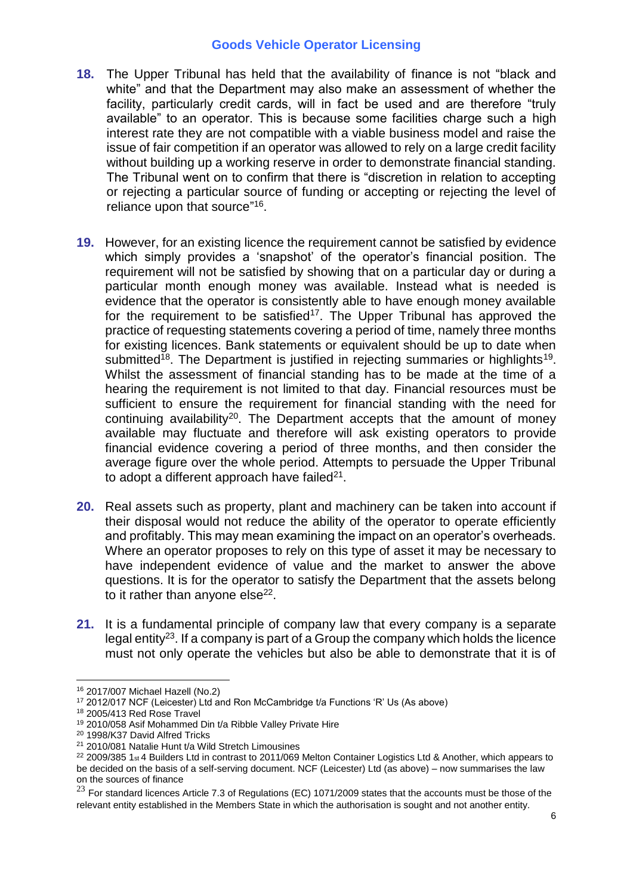**18.** The Upper Tribunal has held that the availability of finance is not "black and white" and that the Department may also make an assessment of whether the facility, particularly credit cards, will in fact be used and are therefore "truly available" to an operator. This is because some facilities charge such a high interest rate they are not compatible with a viable business model and raise the issue of fair competition if an operator was allowed to rely on a large credit facility without building up a working reserve in order to demonstrate financial standing. The Tribunal went on to confirm that there is "discretion in relation to accepting or rejecting a particular source of funding or accepting or rejecting the level of reliance upon that source"[16].

**19.** However, for an existing licence the requirement cannot be satisfied by evidence which simply provides a 'snapshot' of the operator's financial position. The requirement will not be satisfied by showing that on a particular day or during a particular month enough money was available. Instead what is needed is evidence that the operator is consistently able to have enough money available for the requirement to be satisfied[17]. The Upper Tribunal has approved the practice of requesting statements covering a period of time, namely three months for existing licences. Bank statements or equivalent should be up to date when submitted[18]. The Department is justified in rejecting summaries or highlights[19]. Whilst the assessment of financial standing has to be made at the time of a hearing the requirement is not limited to that day. Financial resources must be sufficient to ensure the requirement for financial standing with the need for continuing availability[20]. The Department accepts that the amount of money available may fluctuate and therefore will ask existing operators to provide financial evidence covering a period of three months, and then consider the average figure over the whole period. Attempts to persuade the Upper Tribunal to adopt a different approach have failed[21].

**20.** Real assets such as property, plant and machinery can be taken into account if their disposal would not reduce the ability of the operator to operate efficiently and profitably. This may mean examining the impact on an operator's overheads. Where an operator proposes to rely on this type of asset it may be necessary to have independent evidence of value and the market to answer the above questions. It is for the operator to satisfy the Department that the assets belong to it rather than anyone else[22].

**21.** It is a fundamental principle of company law that every company is a separate legal entity[23]. If a company is part of a Group the company which holds the licence must not only operate the vehicles but also be able to demonstrate that it is of

---

[16] 2017/007 Michael Hazell (No.2)

[17] 2012/017 NCF (Leicester) Ltd and Ron McCambridge t/a Functions 'R' Us (As above)

[18] 2005/413 Red Rose Travel

[19] 2010/058 Asif Mohammed Din t/a Ribble Valley Private Hire

[20] 1998/K37 David Alfred Tricks

[21] 2010/081 Natalie Hunt t/a Wild Stretch Limousines

[22] 2009/385 1st 4 Builders Ltd in contrast to 2011/069 Melton Container Logistics Ltd & Another, which appears to be decided on the basis of a self-serving document. NCF (Leicester) Ltd (as above) – now summarises the law on the sources of finance

[23] For standard licences Article 7.3 of Regulations (EC) 1071/2009 states that the accounts must be those of the relevant entity established in the Members State in which the authorisation is sought and not another entity.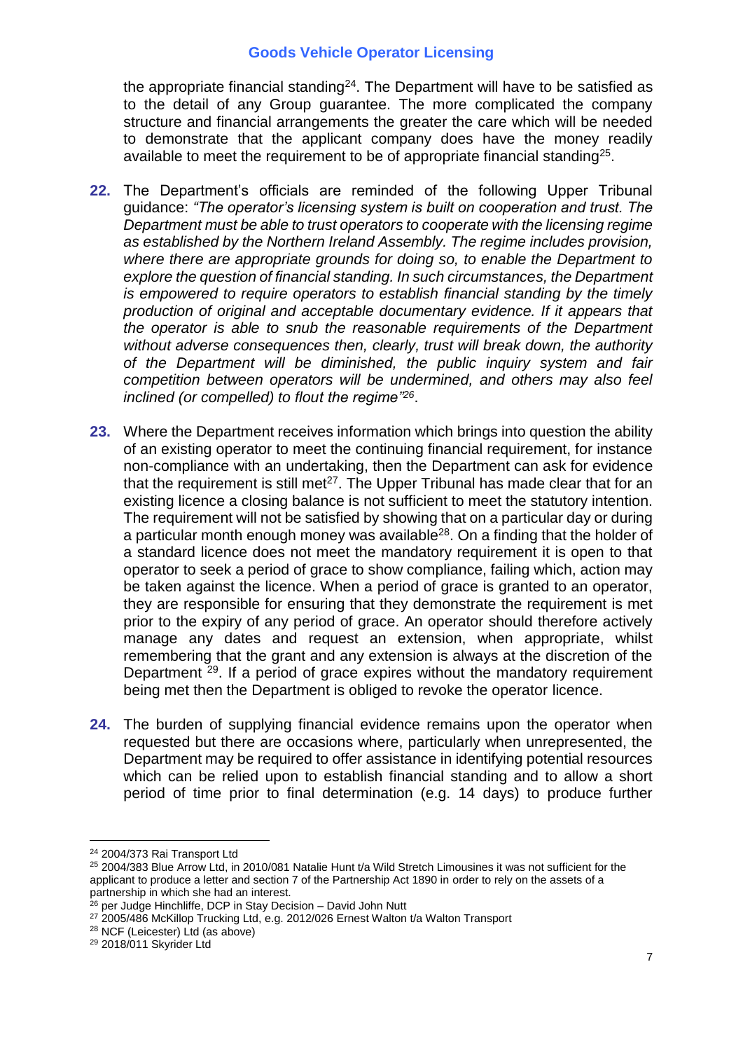the appropriate financial standing[24]. The Department will have to be satisfied as to the detail of any Group guarantee. The more complicated the company structure and financial arrangements the greater the care which will be needed to demonstrate that the applicant company does have the money readily available to meet the requirement to be of appropriate financial standing[25].

**22.** The Department's officials are reminded of the following Upper Tribunal guidance: *"The operator's licensing system is built on cooperation and trust. The Department must be able to trust operators to cooperate with the licensing regime as established by the Northern Ireland Assembly. The regime includes provision, where there are appropriate grounds for doing so, to enable the Department to explore the question of financial standing. In such circumstances, the Department is empowered to require operators to establish financial standing by the timely production of original and acceptable documentary evidence. If it appears that the operator is able to snub the reasonable requirements of the Department without adverse consequences then, clearly, trust will break down, the authority of the Department will be diminished, the public inquiry system and fair competition between operators will be undermined, and others may also feel inclined (or compelled) to flout the regime"*[26].

**23.** Where the Department receives information which brings into question the ability of an existing operator to meet the continuing financial requirement, for instance non-compliance with an undertaking, then the Department can ask for evidence that the requirement is still met[27]. The Upper Tribunal has made clear that for an existing licence a closing balance is not sufficient to meet the statutory intention. The requirement will not be satisfied by showing that on a particular day or during a particular month enough money was available[28]. On a finding that the holder of a standard licence does not meet the mandatory requirement it is open to that operator to seek a period of grace to show compliance, failing which, action may be taken against the licence. When a period of grace is granted to an operator, they are responsible for ensuring that they demonstrate the requirement is met prior to the expiry of any period of grace. An operator should therefore actively manage any dates and request an extension, when appropriate, whilst remembering that the grant and any extension is always at the discretion of the Department [29]. If a period of grace expires without the mandatory requirement being met then the Department is obliged to revoke the operator licence.

**24.** The burden of supplying financial evidence remains upon the operator when requested but there are occasions where, particularly when unrepresented, the Department may be required to offer assistance in identifying potential resources which can be relied upon to establish financial standing and to allow a short period of time prior to final determination (e.g. 14 days) to produce further

---

[24] 2004/373 Rai Transport Ltd

[25] 2004/383 Blue Arrow Ltd, in 2010/081 Natalie Hunt t/a Wild Stretch Limousines it was not sufficient for the applicant to produce a letter and section 7 of the Partnership Act 1890 in order to rely on the assets of a partnership in which she had an interest.

[26] per Judge Hinchliffe, DCP in Stay Decision – David John Nutt

[27] 2005/486 McKillop Trucking Ltd, e.g. 2012/026 Ernest Walton t/a Walton Transport

[28] NCF (Leicester) Ltd (as above)

[29] 2018/011 Skyrider Ltd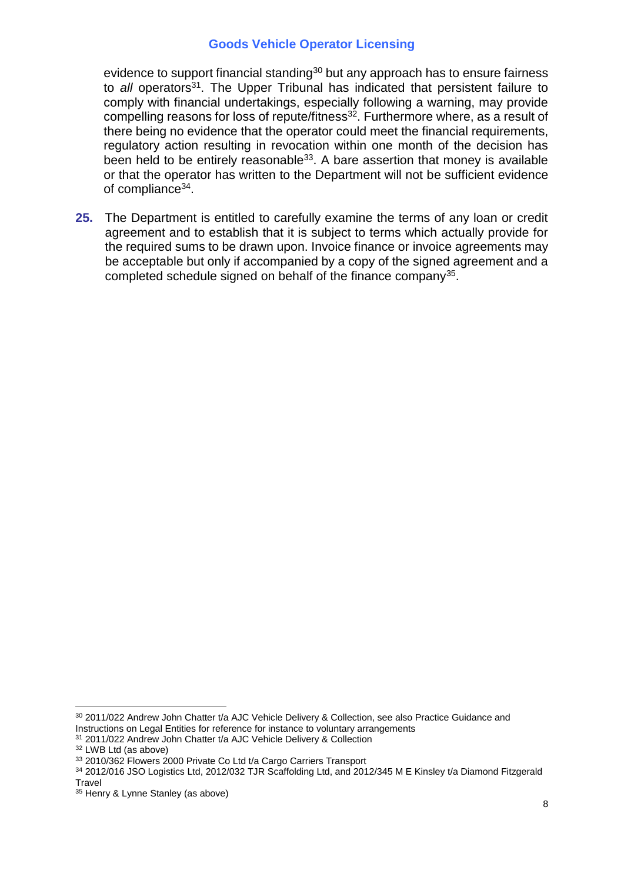evidence to support financial standing[30] but any approach has to ensure fairness to *all* operators[31]. The Upper Tribunal has indicated that persistent failure to comply with financial undertakings, especially following a warning, may provide compelling reasons for loss of repute/fitness[32]. Furthermore where, as a result of there being no evidence that the operator could meet the financial requirements, regulatory action resulting in revocation within one month of the decision has been held to be entirely reasonable[33]. A bare assertion that money is available or that the operator has written to the Department will not be sufficient evidence of compliance[34].

**25.** The Department is entitled to carefully examine the terms of any loan or credit agreement and to establish that it is subject to terms which actually provide for the required sums to be drawn upon. Invoice finance or invoice agreements may be acceptable but only if accompanied by a copy of the signed agreement and a completed schedule signed on behalf of the finance company[35].

---

[30] 2011/022 Andrew John Chatter t/a AJC Vehicle Delivery & Collection, see also Practice Guidance and Instructions on Legal Entities for reference for instance to voluntary arrangements

[31] 2011/022 Andrew John Chatter t/a AJC Vehicle Delivery & Collection

[32] LWB Ltd (as above)

[33] 2010/362 Flowers 2000 Private Co Ltd t/a Cargo Carriers Transport

[34] 2012/016 JSO Logistics Ltd, 2012/032 TJR Scaffolding Ltd, and 2012/345 M E Kinsley t/a Diamond Fitzgerald Travel

[35] Henry & Lynne Stanley (as above)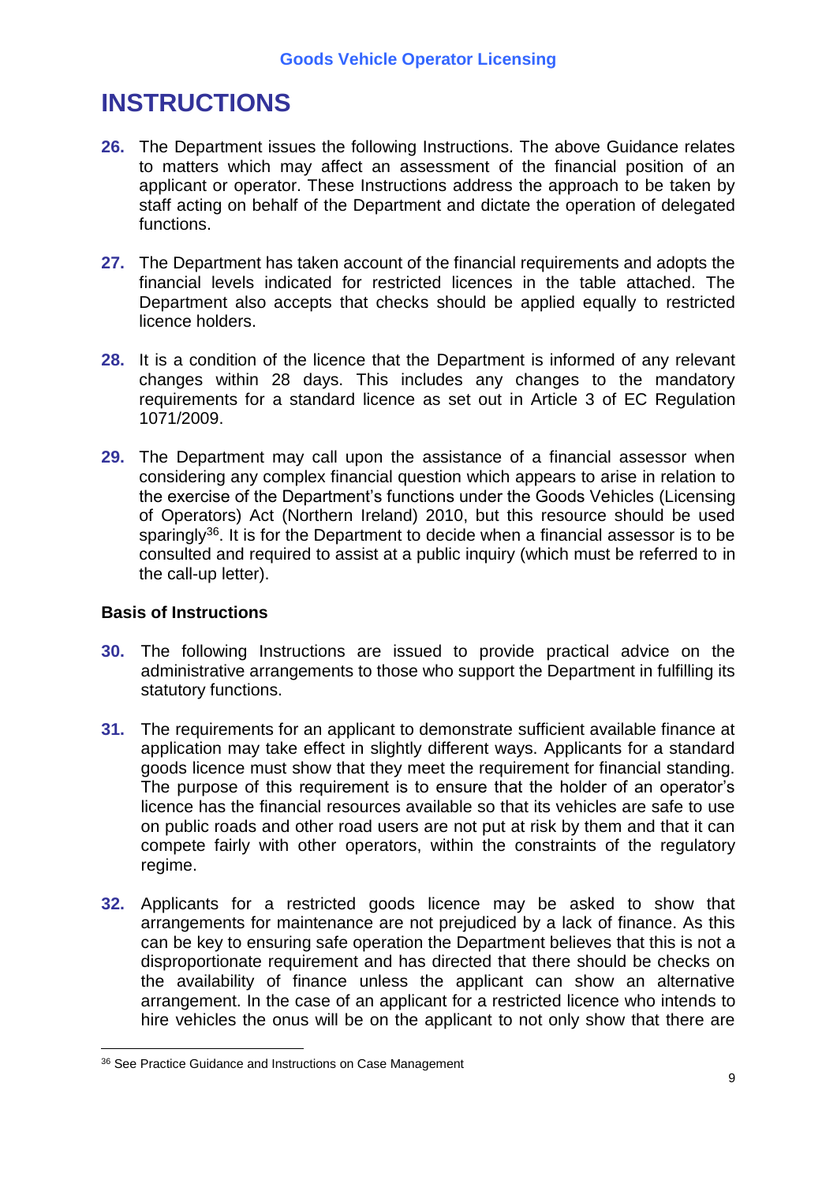# INSTRUCTIONS

**26.** The Department issues the following Instructions. The above Guidance relates to matters which may affect an assessment of the financial position of an applicant or operator. These Instructions address the approach to be taken by staff acting on behalf of the Department and dictate the operation of delegated functions.

**27.** The Department has taken account of the financial requirements and adopts the financial levels indicated for restricted licences in the table attached. The Department also accepts that checks should be applied equally to restricted licence holders.

**28.** It is a condition of the licence that the Department is informed of any relevant changes within 28 days. This includes any changes to the mandatory requirements for a standard licence as set out in Article 3 of EC Regulation 1071/2009.

**29.** The Department may call upon the assistance of a financial assessor when considering any complex financial question which appears to arise in relation to the exercise of the Department's functions under the Goods Vehicles (Licensing of Operators) Act (Northern Ireland) 2010, but this resource should be used sparingly[36]. It is for the Department to decide when a financial assessor is to be consulted and required to assist at a public inquiry (which must be referred to in the call-up letter).

### Basis of Instructions

**30.** The following Instructions are issued to provide practical advice on the administrative arrangements to those who support the Department in fulfilling its statutory functions.

**31.** The requirements for an applicant to demonstrate sufficient available finance at application may take effect in slightly different ways. Applicants for a standard goods licence must show that they meet the requirement for financial standing. The purpose of this requirement is to ensure that the holder of an operator's licence has the financial resources available so that its vehicles are safe to use on public roads and other road users are not put at risk by them and that it can compete fairly with other operators, within the constraints of the regulatory regime.

**32.** Applicants for a restricted goods licence may be asked to show that arrangements for maintenance are not prejudiced by a lack of finance. As this can be key to ensuring safe operation the Department believes that this is not a disproportionate requirement and has directed that there should be checks on the availability of finance unless the applicant can show an alternative arrangement. In the case of an applicant for a restricted licence who intends to hire vehicles the onus will be on the applicant to not only show that there are

[36] See Practice Guidance and Instructions on Case Management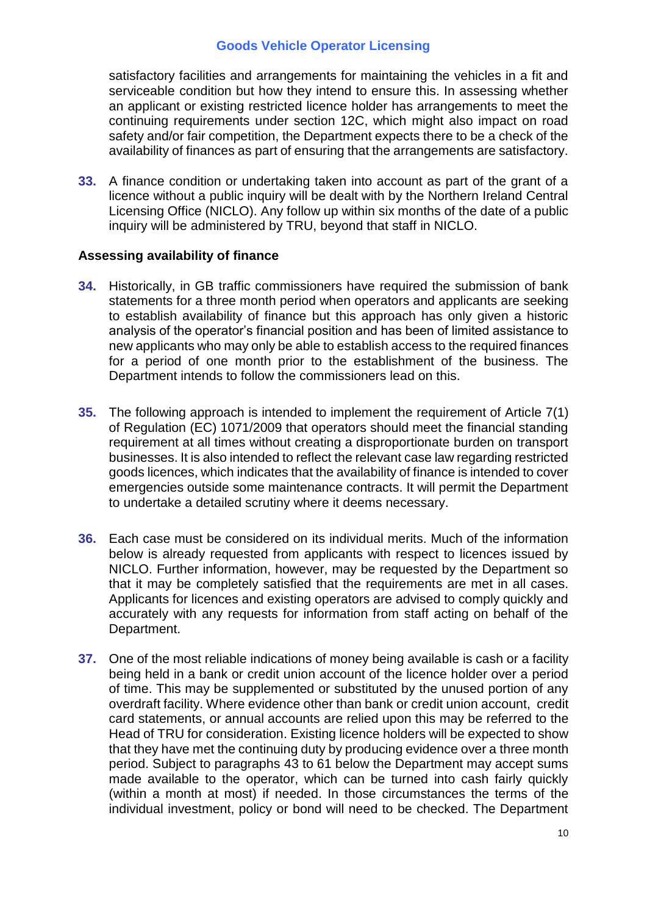satisfactory facilities and arrangements for maintaining the vehicles in a fit and serviceable condition but how they intend to ensure this. In assessing whether an applicant or existing restricted licence holder has arrangements to meet the continuing requirements under section 12C, which might also impact on road safety and/or fair competition, the Department expects there to be a check of the availability of finances as part of ensuring that the arrangements are satisfactory.

**33.** A finance condition or undertaking taken into account as part of the grant of a licence without a public inquiry will be dealt with by the Northern Ireland Central Licensing Office (NICLO). Any follow up within six months of the date of a public inquiry will be administered by TRU, beyond that staff in NICLO.

### Assessing availability of finance

**34.** Historically, in GB traffic commissioners have required the submission of bank statements for a three month period when operators and applicants are seeking to establish availability of finance but this approach has only given a historic analysis of the operator's financial position and has been of limited assistance to new applicants who may only be able to establish access to the required finances for a period of one month prior to the establishment of the business. The Department intends to follow the commissioners lead on this.

**35.** The following approach is intended to implement the requirement of Article 7(1) of Regulation (EC) 1071/2009 that operators should meet the financial standing requirement at all times without creating a disproportionate burden on transport businesses. It is also intended to reflect the relevant case law regarding restricted goods licences, which indicates that the availability of finance is intended to cover emergencies outside some maintenance contracts. It will permit the Department to undertake a detailed scrutiny where it deems necessary.

**36.** Each case must be considered on its individual merits. Much of the information below is already requested from applicants with respect to licences issued by NICLO. Further information, however, may be requested by the Department so that it may be completely satisfied that the requirements are met in all cases. Applicants for licences and existing operators are advised to comply quickly and accurately with any requests for information from staff acting on behalf of the Department.

**37.** One of the most reliable indications of money being available is cash or a facility being held in a bank or credit union account of the licence holder over a period of time. This may be supplemented or substituted by the unused portion of any overdraft facility. Where evidence other than bank or credit union account, credit card statements, or annual accounts are relied upon this may be referred to the Head of TRU for consideration. Existing licence holders will be expected to show that they have met the continuing duty by producing evidence over a three month period. Subject to paragraphs 43 to 61 below the Department may accept sums made available to the operator, which can be turned into cash fairly quickly (within a month at most) if needed. In those circumstances the terms of the individual investment, policy or bond will need to be checked. The Department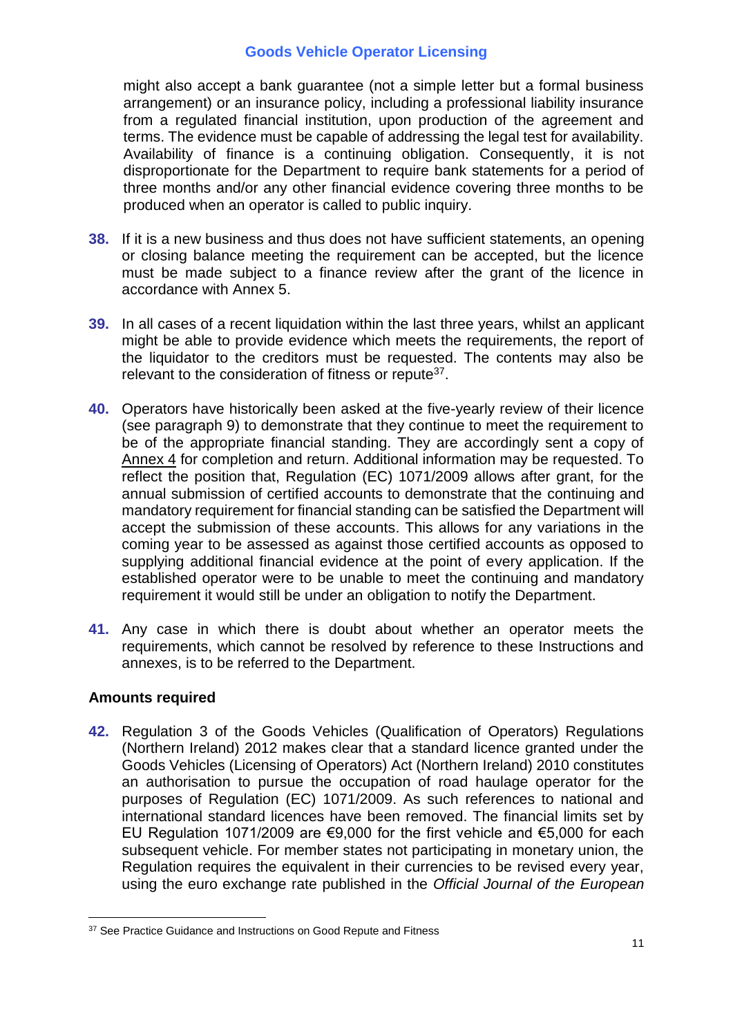might also accept a bank guarantee (not a simple letter but a formal business arrangement) or an insurance policy, including a professional liability insurance from a regulated financial institution, upon production of the agreement and terms. The evidence must be capable of addressing the legal test for availability. Availability of finance is a continuing obligation. Consequently, it is not disproportionate for the Department to require bank statements for a period of three months and/or any other financial evidence covering three months to be produced when an operator is called to public inquiry.

**38.** If it is a new business and thus does not have sufficient statements, an opening or closing balance meeting the requirement can be accepted, but the licence must be made subject to a finance review after the grant of the licence in accordance with Annex 5.

**39.** In all cases of a recent liquidation within the last three years, whilst an applicant might be able to provide evidence which meets the requirements, the report of the liquidator to the creditors must be requested. The contents may also be relevant to the consideration of fitness or repute[37].

**40.** Operators have historically been asked at the five-yearly review of their licence (see paragraph 9) to demonstrate that they continue to meet the requirement to be of the appropriate financial standing. They are accordingly sent a copy of Annex 4 for completion and return. Additional information may be requested. To reflect the position that, Regulation (EC) 1071/2009 allows after grant, for the annual submission of certified accounts to demonstrate that the continuing and mandatory requirement for financial standing can be satisfied the Department will accept the submission of these accounts. This allows for any variations in the coming year to be assessed as against those certified accounts as opposed to supplying additional financial evidence at the point of every application. If the established operator were to be unable to meet the continuing and mandatory requirement it would still be under an obligation to notify the Department.

**41.** Any case in which there is doubt about whether an operator meets the requirements, which cannot be resolved by reference to these Instructions and annexes, is to be referred to the Department.

**Amounts required**

**42.** Regulation 3 of the Goods Vehicles (Qualification of Operators) Regulations (Northern Ireland) 2012 makes clear that a standard licence granted under the Goods Vehicles (Licensing of Operators) Act (Northern Ireland) 2010 constitutes an authorisation to pursue the occupation of road haulage operator for the purposes of Regulation (EC) 1071/2009. As such references to national and international standard licences have been removed. The financial limits set by EU Regulation 1071/2009 are €9,000 for the first vehicle and €5,000 for each subsequent vehicle. For member states not participating in monetary union, the Regulation requires the equivalent in their currencies to be revised every year, using the euro exchange rate published in the *Official Journal of the European*

[37] See Practice Guidance and Instructions on Good Repute and Fitness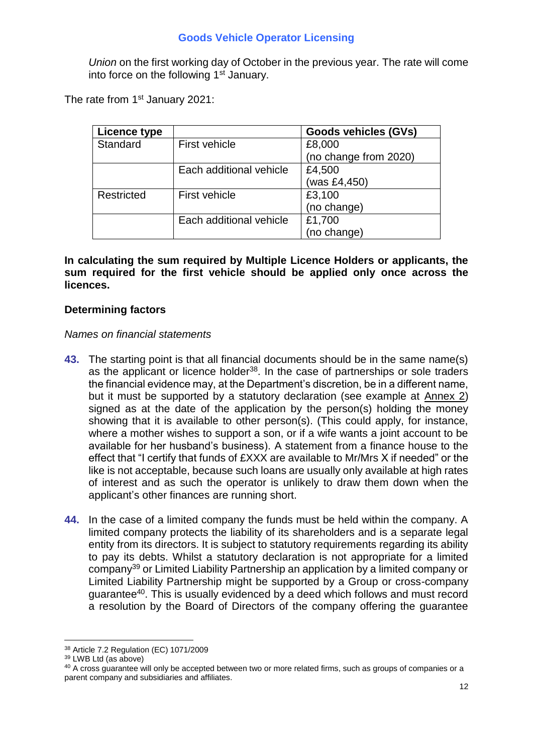*Union* on the first working day of October in the previous year. The rate will come into force on the following 1st January.

The rate from 1st January 2021:

| Licence type | | Goods vehicles (GVs) |
|---|---|---|
| Standard | First vehicle | £8,000 (no change from 2020) |
| | Each additional vehicle | £4,500 (was £4,450) |
| Restricted | First vehicle | £3,100 (no change) |
| | Each additional vehicle | £1,700 (no change) |

**In calculating the sum required by Multiple Licence Holders or applicants, the sum required for the first vehicle should be applied only once across the licences.**

**Determining factors**

*Names on financial statements*

**43.** The starting point is that all financial documents should be in the same name(s) as the applicant or licence holder[38]. In the case of partnerships or sole traders the financial evidence may, at the Department's discretion, be in a different name, but it must be supported by a statutory declaration (see example at Annex 2) signed as at the date of the application by the person(s) holding the money showing that it is available to other person(s). (This could apply, for instance, where a mother wishes to support a son, or if a wife wants a joint account to be available for her husband's business). A statement from a finance house to the effect that "I certify that funds of £XXX are available to Mr/Mrs X if needed" or the like is not acceptable, because such loans are usually only available at high rates of interest and as such the operator is unlikely to draw them down when the applicant's other finances are running short.

**44.** In the case of a limited company the funds must be held within the company. A limited company protects the liability of its shareholders and is a separate legal entity from its directors. It is subject to statutory requirements regarding its ability to pay its debts. Whilst a statutory declaration is not appropriate for a limited company[39] or Limited Liability Partnership an application by a limited company or Limited Liability Partnership might be supported by a Group or cross-company guarantee[40]. This is usually evidenced by a deed which follows and must record a resolution by the Board of Directors of the company offering the guarantee

---

[38] Article 7.2 Regulation (EC) 1071/2009

[39] LWB Ltd (as above)

[40] A cross guarantee will only be accepted between two or more related firms, such as groups of companies or a parent company and subsidiaries and affiliates.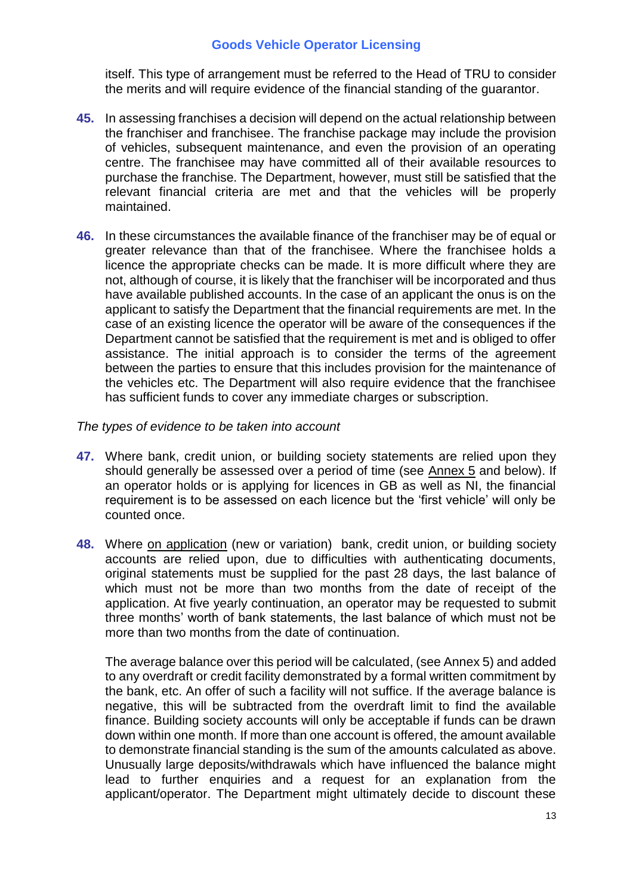itself. This type of arrangement must be referred to the Head of TRU to consider the merits and will require evidence of the financial standing of the guarantor.

**45.** In assessing franchises a decision will depend on the actual relationship between the franchiser and franchisee. The franchise package may include the provision of vehicles, subsequent maintenance, and even the provision of an operating centre. The franchisee may have committed all of their available resources to purchase the franchise. The Department, however, must still be satisfied that the relevant financial criteria are met and that the vehicles will be properly maintained.

**46.** In these circumstances the available finance of the franchiser may be of equal or greater relevance than that of the franchisee. Where the franchisee holds a licence the appropriate checks can be made. It is more difficult where they are not, although of course, it is likely that the franchiser will be incorporated and thus have available published accounts. In the case of an applicant the onus is on the applicant to satisfy the Department that the financial requirements are met. In the case of an existing licence the operator will be aware of the consequences if the Department cannot be satisfied that the requirement is met and is obliged to offer assistance. The initial approach is to consider the terms of the agreement between the parties to ensure that this includes provision for the maintenance of the vehicles etc. The Department will also require evidence that the franchisee has sufficient funds to cover any immediate charges or subscription.

*The types of evidence to be taken into account*

**47.** Where bank, credit union, or building society statements are relied upon they should generally be assessed over a period of time (see Annex 5 and below). If an operator holds or is applying for licences in GB as well as NI, the financial requirement is to be assessed on each licence but the 'first vehicle' will only be counted once.

**48.** Where on application (new or variation) bank, credit union, or building society accounts are relied upon, due to difficulties with authenticating documents, original statements must be supplied for the past 28 days, the last balance of which must not be more than two months from the date of receipt of the application. At five yearly continuation, an operator may be requested to submit three months' worth of bank statements, the last balance of which must not be more than two months from the date of continuation.

The average balance over this period will be calculated, (see Annex 5) and added to any overdraft or credit facility demonstrated by a formal written commitment by the bank, etc. An offer of such a facility will not suffice. If the average balance is negative, this will be subtracted from the overdraft limit to find the available finance. Building society accounts will only be acceptable if funds can be drawn down within one month. If more than one account is offered, the amount available to demonstrate financial standing is the sum of the amounts calculated as above. Unusually large deposits/withdrawals which have influenced the balance might lead to further enquiries and a request for an explanation from the applicant/operator. The Department might ultimately decide to discount these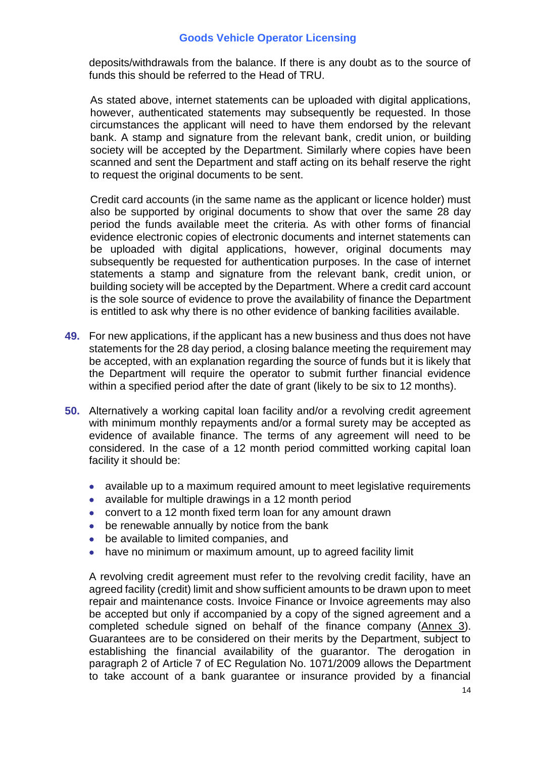deposits/withdrawals from the balance. If there is any doubt as to the source of funds this should be referred to the Head of TRU.

As stated above, internet statements can be uploaded with digital applications, however, authenticated statements may subsequently be requested. In those circumstances the applicant will need to have them endorsed by the relevant bank. A stamp and signature from the relevant bank, credit union, or building society will be accepted by the Department. Similarly where copies have been scanned and sent the Department and staff acting on its behalf reserve the right to request the original documents to be sent.

Credit card accounts (in the same name as the applicant or licence holder) must also be supported by original documents to show that over the same 28 day period the funds available meet the criteria. As with other forms of financial evidence electronic copies of electronic documents and internet statements can be uploaded with digital applications, however, original documents may subsequently be requested for authentication purposes. In the case of internet statements a stamp and signature from the relevant bank, credit union, or building society will be accepted by the Department. Where a credit card account is the sole source of evidence to prove the availability of finance the Department is entitled to ask why there is no other evidence of banking facilities available.

**49.** For new applications, if the applicant has a new business and thus does not have statements for the 28 day period, a closing balance meeting the requirement may be accepted, with an explanation regarding the source of funds but it is likely that the Department will require the operator to submit further financial evidence within a specified period after the date of grant (likely to be six to 12 months).

**50.** Alternatively a working capital loan facility and/or a revolving credit agreement with minimum monthly repayments and/or a formal surety may be accepted as evidence of available finance. The terms of any agreement will need to be considered. In the case of a 12 month period committed working capital loan facility it should be:

- available up to a maximum required amount to meet legislative requirements
- available for multiple drawings in a 12 month period
- convert to a 12 month fixed term loan for any amount drawn
- be renewable annually by notice from the bank
- be available to limited companies, and
- have no minimum or maximum amount, up to agreed facility limit

A revolving credit agreement must refer to the revolving credit facility, have an agreed facility (credit) limit and show sufficient amounts to be drawn upon to meet repair and maintenance costs. Invoice Finance or Invoice agreements may also be accepted but only if accompanied by a copy of the signed agreement and a completed schedule signed on behalf of the finance company (Annex 3). Guarantees are to be considered on their merits by the Department, subject to establishing the financial availability of the guarantor. The derogation in paragraph 2 of Article 7 of EC Regulation No. 1071/2009 allows the Department to take account of a bank guarantee or insurance provided by a financial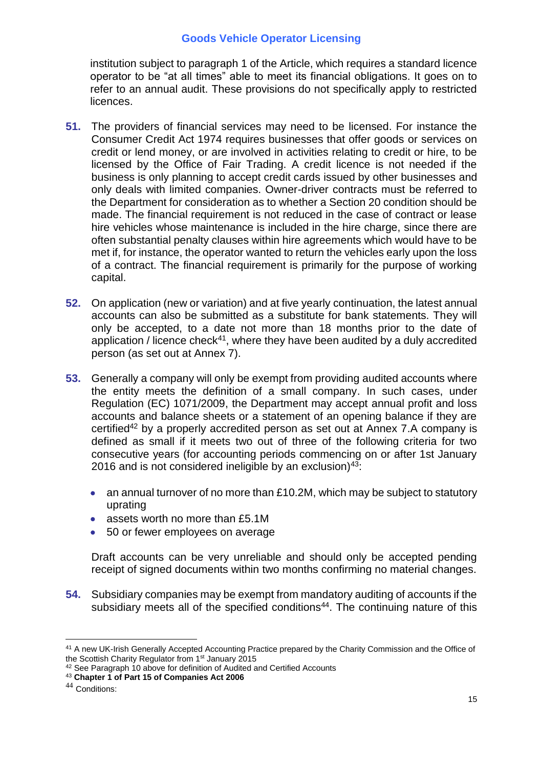institution subject to paragraph 1 of the Article, which requires a standard licence operator to be "at all times" able to meet its financial obligations. It goes on to refer to an annual audit. These provisions do not specifically apply to restricted licences.

**51.** The providers of financial services may need to be licensed. For instance the Consumer Credit Act 1974 requires businesses that offer goods or services on credit or lend money, or are involved in activities relating to credit or hire, to be licensed by the Office of Fair Trading. A credit licence is not needed if the business is only planning to accept credit cards issued by other businesses and only deals with limited companies. Owner-driver contracts must be referred to the Department for consideration as to whether a Section 20 condition should be made. The financial requirement is not reduced in the case of contract or lease hire vehicles whose maintenance is included in the hire charge, since there are often substantial penalty clauses within hire agreements which would have to be met if, for instance, the operator wanted to return the vehicles early upon the loss of a contract. The financial requirement is primarily for the purpose of working capital.

**52.** On application (new or variation) and at five yearly continuation, the latest annual accounts can also be submitted as a substitute for bank statements. They will only be accepted, to a date not more than 18 months prior to the date of application / licence check[41], where they have been audited by a duly accredited person (as set out at Annex 7).

**53.** Generally a company will only be exempt from providing audited accounts where the entity meets the definition of a small company. In such cases, under Regulation (EC) 1071/2009, the Department may accept annual profit and loss accounts and balance sheets or a statement of an opening balance if they are certified[42] by a properly accredited person as set out at Annex 7.A company is defined as small if it meets two out of three of the following criteria for two consecutive years (for accounting periods commencing on or after 1st January 2016 and is not considered ineligible by an exclusion)[43]:

- an annual turnover of no more than £10.2M, which may be subject to statutory uprating
- assets worth no more than £5.1M
- 50 or fewer employees on average

Draft accounts can be very unreliable and should only be accepted pending receipt of signed documents within two months confirming no material changes.

**54.** Subsidiary companies may be exempt from mandatory auditing of accounts if the subsidiary meets all of the specified conditions[44]. The continuing nature of this

---

[41] A new UK-Irish Generally Accepted Accounting Practice prepared by the Charity Commission and the Office of the Scottish Charity Regulator from 1st January 2015

[42] See Paragraph 10 above for definition of Audited and Certified Accounts

[43] **Chapter 1 of Part 15 of Companies Act 2006**

[44] Conditions: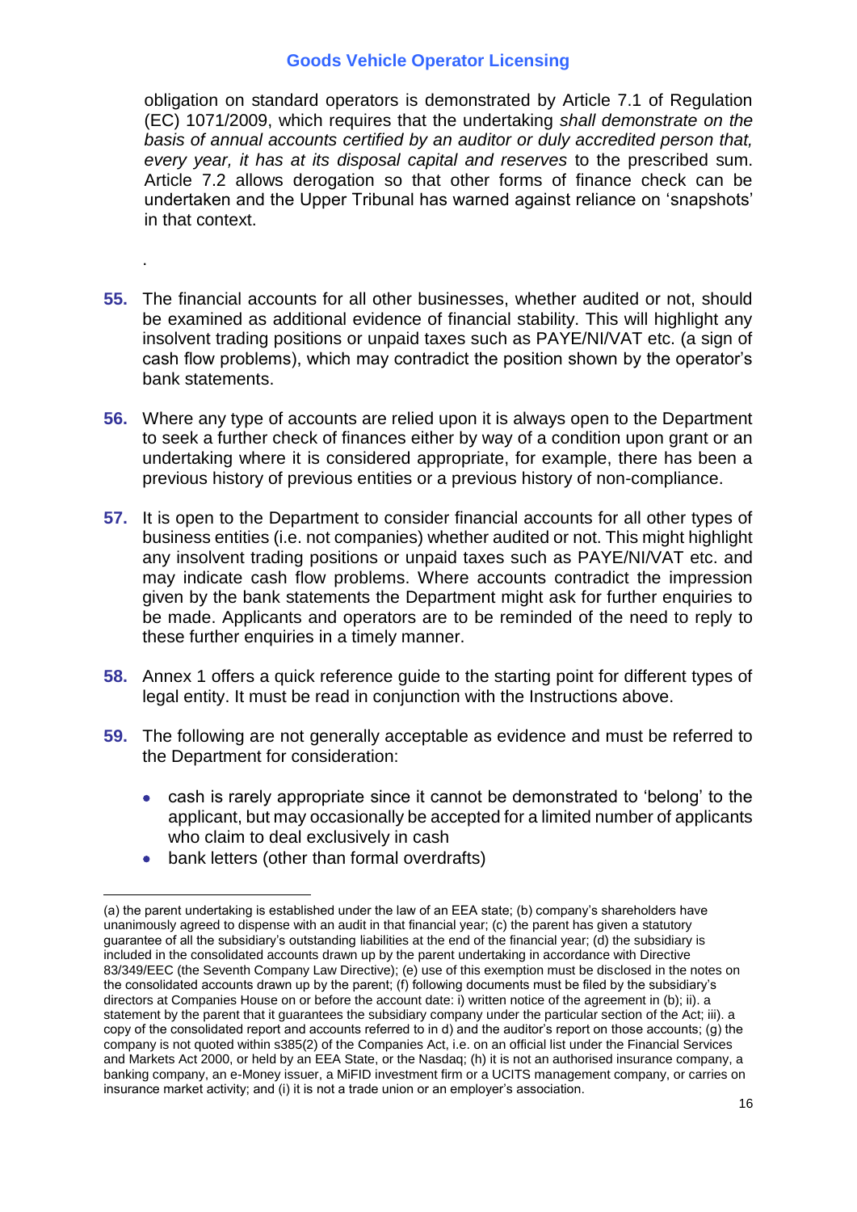obligation on standard operators is demonstrated by Article 7.1 of Regulation (EC) 1071/2009, which requires that the undertaking *shall demonstrate on the basis of annual accounts certified by an auditor or duly accredited person that, every year, it has at its disposal capital and reserves* to the prescribed sum. Article 7.2 allows derogation so that other forms of finance check can be undertaken and the Upper Tribunal has warned against reliance on 'snapshots' in that context.

.

**55.** The financial accounts for all other businesses, whether audited or not, should be examined as additional evidence of financial stability. This will highlight any insolvent trading positions or unpaid taxes such as PAYE/NI/VAT etc. (a sign of cash flow problems), which may contradict the position shown by the operator's bank statements.

**56.** Where any type of accounts are relied upon it is always open to the Department to seek a further check of finances either by way of a condition upon grant or an undertaking where it is considered appropriate, for example, there has been a previous history of previous entities or a previous history of non-compliance.

**57.** It is open to the Department to consider financial accounts for all other types of business entities (i.e. not companies) whether audited or not. This might highlight any insolvent trading positions or unpaid taxes such as PAYE/NI/VAT etc. and may indicate cash flow problems. Where accounts contradict the impression given by the bank statements the Department might ask for further enquiries to be made. Applicants and operators are to be reminded of the need to reply to these further enquiries in a timely manner.

**58.** Annex 1 offers a quick reference guide to the starting point for different types of legal entity. It must be read in conjunction with the Instructions above.

**59.** The following are not generally acceptable as evidence and must be referred to the Department for consideration:

- cash is rarely appropriate since it cannot be demonstrated to 'belong' to the applicant, but may occasionally be accepted for a limited number of applicants who claim to deal exclusively in cash
- bank letters (other than formal overdrafts)

---

(a) the parent undertaking is established under the law of an EEA state; (b) company's shareholders have unanimously agreed to dispense with an audit in that financial year; (c) the parent has given a statutory guarantee of all the subsidiary's outstanding liabilities at the end of the financial year; (d) the subsidiary is included in the consolidated accounts drawn up by the parent undertaking in accordance with Directive 83/349/EEC (the Seventh Company Law Directive); (e) use of this exemption must be disclosed in the notes on the consolidated accounts drawn up by the parent; (f) following documents must be filed by the subsidiary's directors at Companies House on or before the account date: i) written notice of the agreement in (b); ii). a statement by the parent that it guarantees the subsidiary company under the particular section of the Act; iii). a copy of the consolidated report and accounts referred to in d) and the auditor's report on those accounts; (g) the company is not quoted within s385(2) of the Companies Act, i.e. on an official list under the Financial Services and Markets Act 2000, or held by an EEA State, or the Nasdaq; (h) it is not an authorised insurance company, a banking company, an e-Money issuer, a MiFID investment firm or a UCITS management company, or carries on insurance market activity; and (i) it is not a trade union or an employer's association.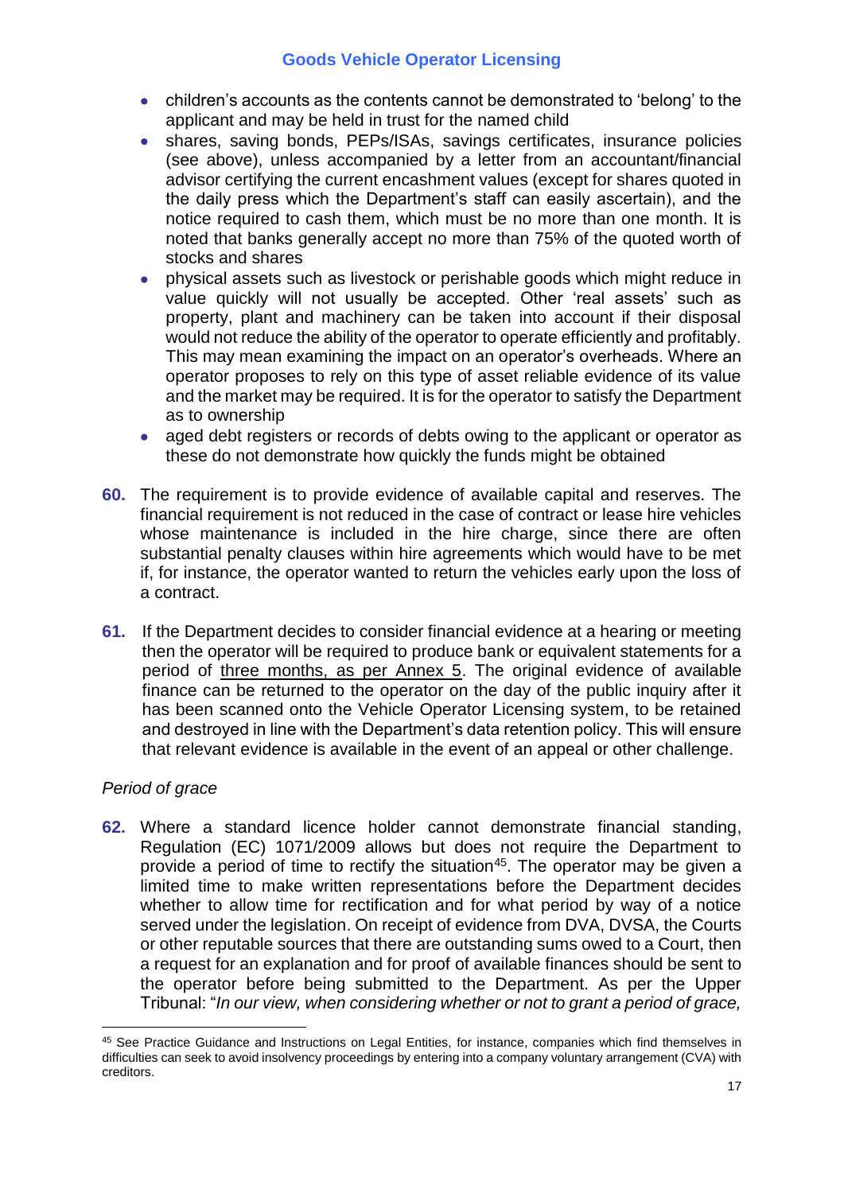- children's accounts as the contents cannot be demonstrated to 'belong' to the applicant and may be held in trust for the named child
- shares, saving bonds, PEPs/ISAs, savings certificates, insurance policies (see above), unless accompanied by a letter from an accountant/financial advisor certifying the current encashment values (except for shares quoted in the daily press which the Department's staff can easily ascertain), and the notice required to cash them, which must be no more than one month. It is noted that banks generally accept no more than 75% of the quoted worth of stocks and shares
- physical assets such as livestock or perishable goods which might reduce in value quickly will not usually be accepted. Other 'real assets' such as property, plant and machinery can be taken into account if their disposal would not reduce the ability of the operator to operate efficiently and profitably. This may mean examining the impact on an operator's overheads. Where an operator proposes to rely on this type of asset reliable evidence of its value and the market may be required. It is for the operator to satisfy the Department as to ownership
- aged debt registers or records of debts owing to the applicant or operator as these do not demonstrate how quickly the funds might be obtained

**60.** The requirement is to provide evidence of available capital and reserves. The financial requirement is not reduced in the case of contract or lease hire vehicles whose maintenance is included in the hire charge, since there are often substantial penalty clauses within hire agreements which would have to be met if, for instance, the operator wanted to return the vehicles early upon the loss of a contract.

**61.** If the Department decides to consider financial evidence at a hearing or meeting then the operator will be required to produce bank or equivalent statements for a period of three months, as per Annex 5. The original evidence of available finance can be returned to the operator on the day of the public inquiry after it has been scanned onto the Vehicle Operator Licensing system, to be retained and destroyed in line with the Department's data retention policy. This will ensure that relevant evidence is available in the event of an appeal or other challenge.

*Period of grace*

**62.** Where a standard licence holder cannot demonstrate financial standing, Regulation (EC) 1071/2009 allows but does not require the Department to provide a period of time to rectify the situation[45]. The operator may be given a limited time to make written representations before the Department decides whether to allow time for rectification and for what period by way of a notice served under the legislation. On receipt of evidence from DVA, DVSA, the Courts or other reputable sources that there are outstanding sums owed to a Court, then a request for an explanation and for proof of available finances should be sent to the operator before being submitted to the Department. As per the Upper Tribunal: "*In our view, when considering whether or not to grant a period of grace,*

[45] See Practice Guidance and Instructions on Legal Entities, for instance, companies which find themselves in difficulties can seek to avoid insolvency proceedings by entering into a company voluntary arrangement (CVA) with creditors.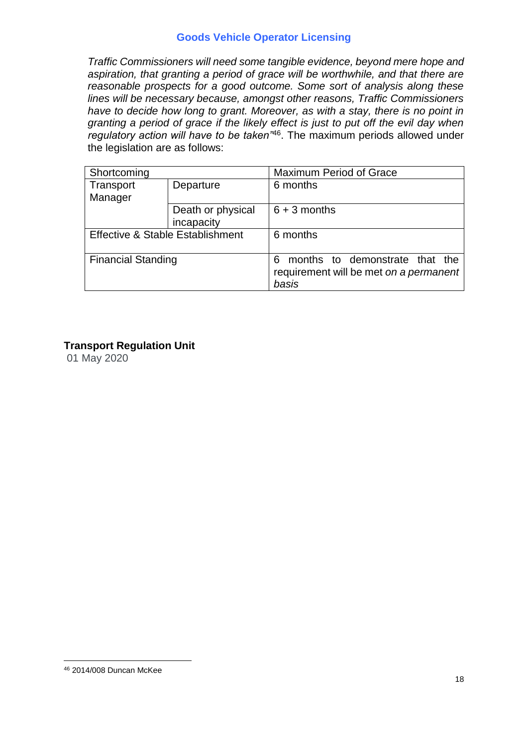*Traffic Commissioners will need some tangible evidence, beyond mere hope and aspiration, that granting a period of grace will be worthwhile, and that there are reasonable prospects for a good outcome. Some sort of analysis along these lines will be necessary because, amongst other reasons, Traffic Commissioners have to decide how long to grant. Moreover, as with a stay, there is no point in granting a period of grace if the likely effect is just to put off the evil day when regulatory action will have to be taken"*[46]. The maximum periods allowed under the legislation are as follows:

| Shortcoming | | Maximum Period of Grace |
|---|---|---|
| Transport Manager | Departure | 6 months |
| | Death or physical incapacity | 6 + 3 months |
| Effective & Stable Establishment | | 6 months |
| Financial Standing | | 6 months to demonstrate that the requirement will be met *on a permanent basis* |

**Transport Regulation Unit**
01 May 2020

[46] 2014/008 Duncan McKee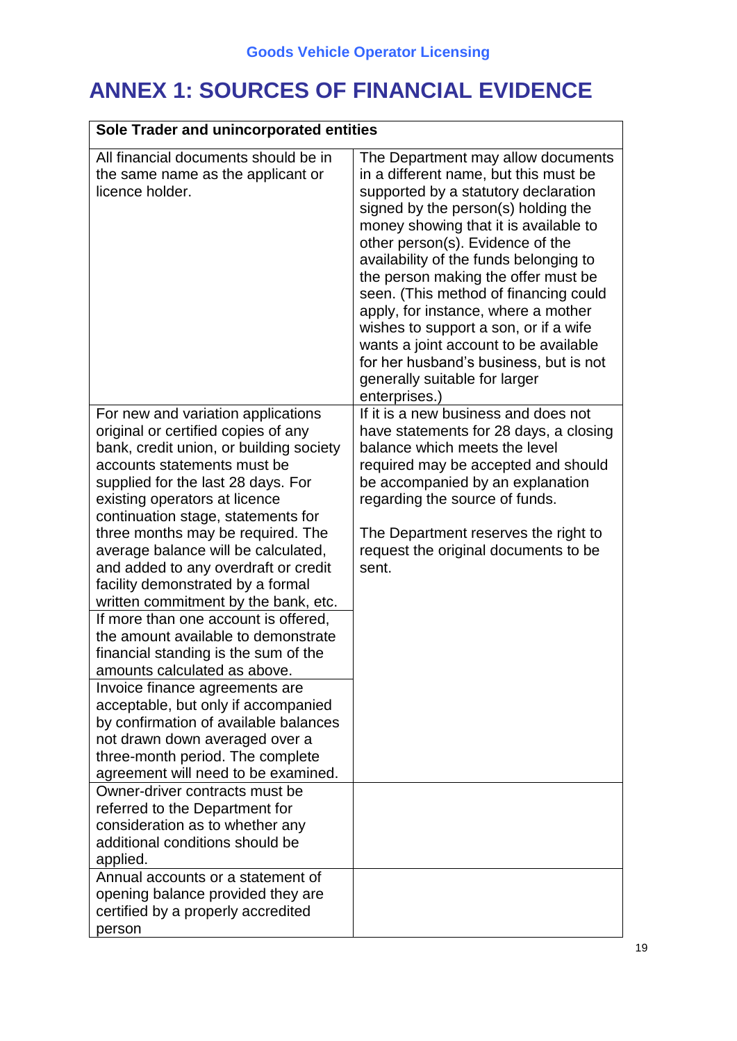# ANNEX 1: SOURCES OF FINANCIAL EVIDENCE

| Sole Trader and unincorporated entities | |
|---|---|
| All financial documents should be in the same name as the applicant or licence holder. | The Department may allow documents in a different name, but this must be supported by a statutory declaration signed by the person(s) holding the money showing that it is available to other person(s). Evidence of the availability of the funds belonging to the person making the offer must be seen. (This method of financing could apply, for instance, where a mother wishes to support a son, or if a wife wants a joint account to be available for her husband's business, but is not generally suitable for larger enterprises.) |
| For new and variation applications original or certified copies of any bank, credit union, or building society accounts statements must be supplied for the last 28 days. For existing operators at licence continuation stage, statements for three months may be required. The average balance will be calculated, and added to any overdraft or credit facility demonstrated by a formal written commitment by the bank, etc. | If it is a new business and does not have statements for 28 days, a closing balance which meets the level required may be accepted and should be accompanied by an explanation regarding the source of funds.<br><br>The Department reserves the right to request the original documents to be sent. |
| If more than one account is offered, the amount available to demonstrate financial standing is the sum of the amounts calculated as above. | |
| Invoice finance agreements are acceptable, but only if accompanied by confirmation of available balances not drawn down averaged over a three-month period. The complete agreement will need to be examined. | |
| Owner-driver contracts must be referred to the Department for consideration as to whether any additional conditions should be applied. | |
| Annual accounts or a statement of opening balance provided they are certified by a properly accredited person | |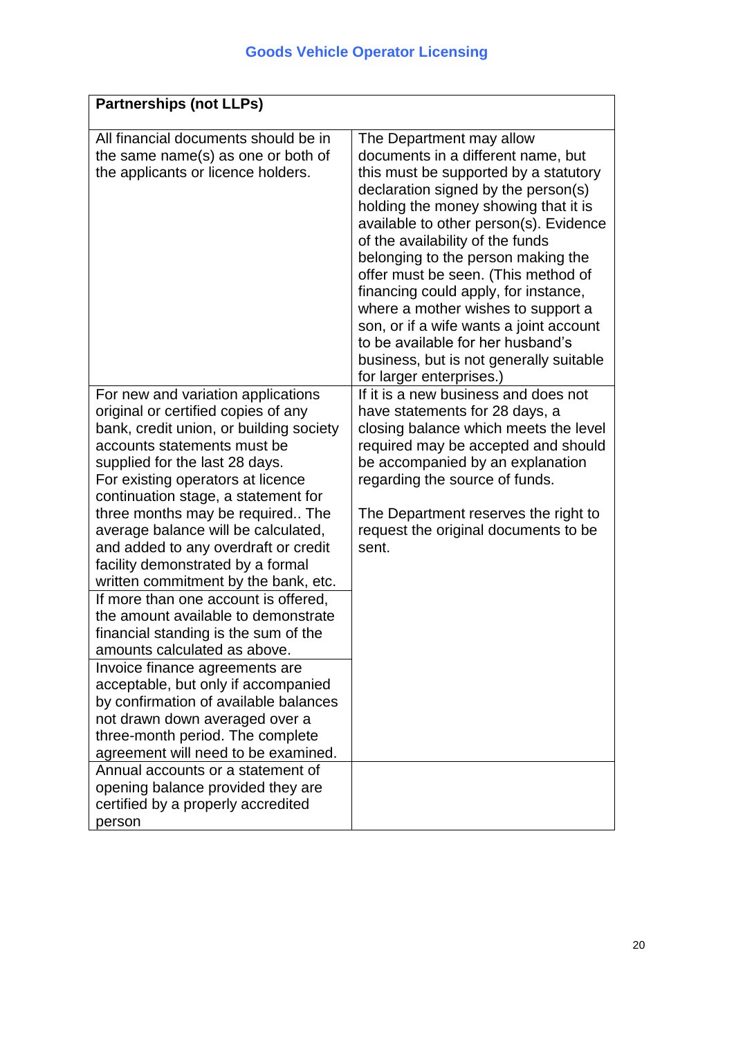| Partnerships (not LLPs) | |
|---|---|
| All financial documents should be in the same name(s) as one or both of the applicants or licence holders. | The Department may allow documents in a different name, but this must be supported by a statutory declaration signed by the person(s) holding the money showing that it is available to other person(s). Evidence of the availability of the funds belonging to the person making the offer must be seen. (This method of financing could apply, for instance, where a mother wishes to support a son, or if a wife wants a joint account to be available for her husband's business, but is not generally suitable for larger enterprises.) |
| For new and variation applications original or certified copies of any bank, credit union, or building society accounts statements must be supplied for the last 28 days.<br>For existing operators at licence continuation stage, a statement for three months may be required.. The average balance will be calculated, and added to any overdraft or credit facility demonstrated by a formal written commitment by the bank, etc. | If it is a new business and does not have statements for 28 days, a closing balance which meets the level required may be accepted and should be accompanied by an explanation regarding the source of funds.<br><br>The Department reserves the right to request the original documents to be sent. |
| If more than one account is offered, the amount available to demonstrate financial standing is the sum of the amounts calculated as above. | |
| Invoice finance agreements are acceptable, but only if accompanied by confirmation of available balances not drawn down averaged over a three-month period. The complete agreement will need to be examined. | |
| Annual accounts or a statement of opening balance provided they are certified by a properly accredited person | |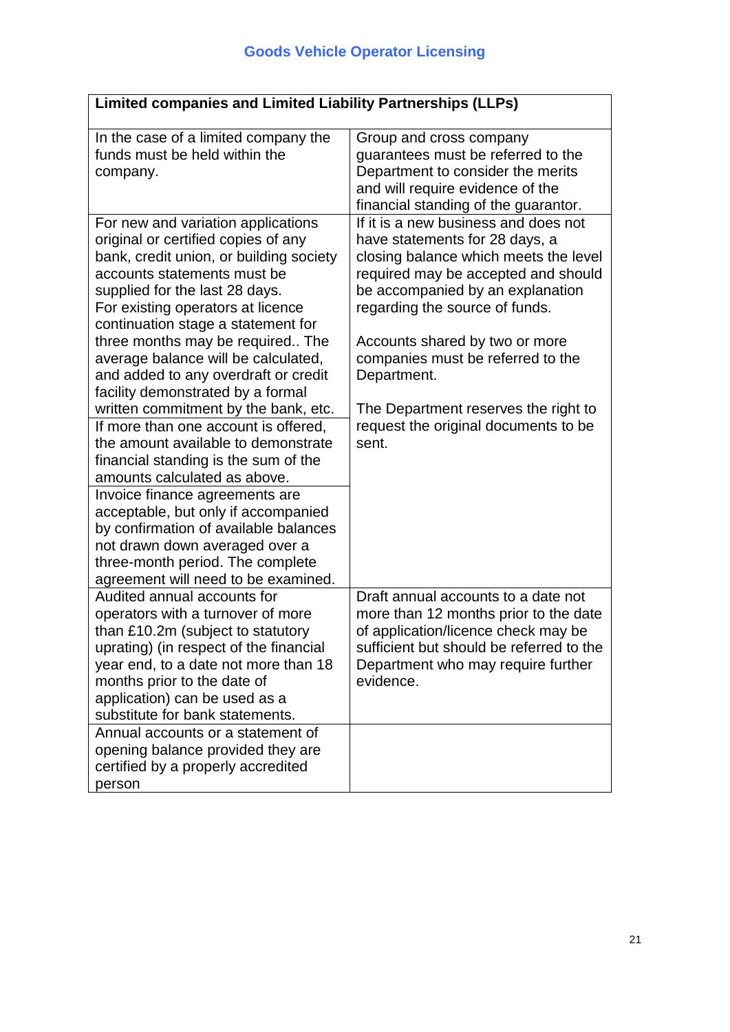## Goods Vehicle Operator Licensing

| Limited companies and Limited Liability Partnerships (LLPs) | |
|---|---|
| In the case of a limited company the funds must be held within the company. | Group and cross company guarantees must be referred to the Department to consider the merits and will require evidence of the financial standing of the guarantor. |
| For new and variation applications original or certified copies of any bank, credit union, or building society accounts statements must be supplied for the last 28 days. For existing operators at licence continuation stage a statement for three months may be required.. The average balance will be calculated, and added to any overdraft or credit facility demonstrated by a formal written commitment by the bank, etc. | If it is a new business and does not have statements for 28 days, a closing balance which meets the level required may be accepted and should be accompanied by an explanation regarding the source of funds.<br><br>Accounts shared by two or more companies must be referred to the Department.<br><br>The Department reserves the right to request the original documents to be sent. |
| If more than one account is offered, the amount available to demonstrate financial standing is the sum of the amounts calculated as above. | |
| Invoice finance agreements are acceptable, but only if accompanied by confirmation of available balances not drawn down averaged over a three-month period. The complete agreement will need to be examined. | |
| Audited annual accounts for operators with a turnover of more than £10.2m (subject to statutory uprating) (in respect of the financial year end, to a date not more than 18 months prior to the date of application) can be used as a substitute for bank statements. | Draft annual accounts to a date not more than 12 months prior to the date of application/licence check may be sufficient but should be referred to the Department who may require further evidence. |
| Annual accounts or a statement of opening balance provided they are certified by a properly accredited person | |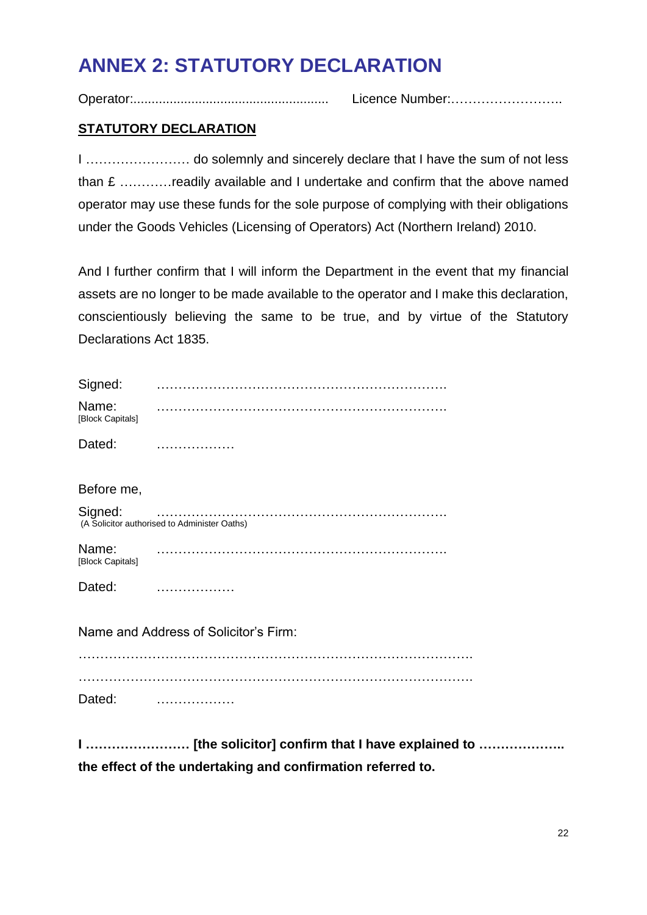# ANNEX 2: STATUTORY DECLARATION

Operator:...................................................... Licence Number:……………………..

**STATUTORY DECLARATION**

I …………………… do solemnly and sincerely declare that I have the sum of not less than £ …………readily available and I undertake and confirm that the above named operator may use these funds for the sole purpose of complying with their obligations under the Goods Vehicles (Licensing of Operators) Act (Northern Ireland) 2010.

And I further confirm that I will inform the Department in the event that my financial assets are no longer to be made available to the operator and I make this declaration, conscientiously believing the same to be true, and by virtue of the Statutory Declarations Act 1835.

Signed: ………………………………………………………….

Name: ………………………………………………………….
[Block Capitals]

Dated: ………………

Before me,

Signed: ………………………………………………………….
(A Solicitor authorised to Administer Oaths)

Name: ………………………………………………………….
[Block Capitals]

Dated: ………………

Name and Address of Solicitor's Firm:

……………………………………………………………………………….

……………………………………………………………………………….

Dated: ………………

**I …………………… [the solicitor] confirm that I have explained to ……………….. the effect of the undertaking and confirmation referred to.**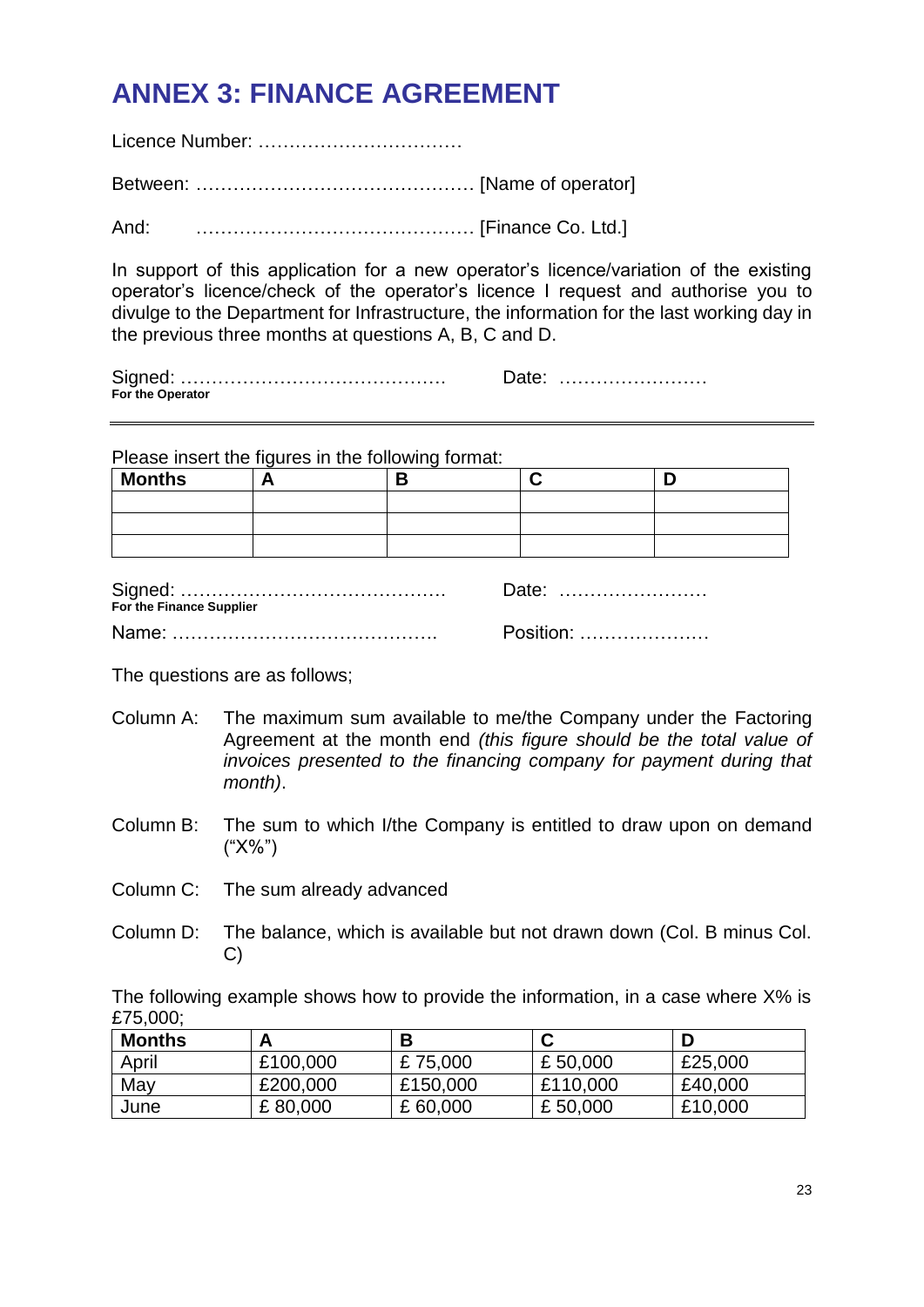# ANNEX 3: FINANCE AGREEMENT

Licence Number: ……………………………

Between: ……………………………………… [Name of operator]

And: ……………………………………… [Finance Co. Ltd.]

In support of this application for a new operator's licence/variation of the existing operator's licence/check of the operator's licence I request and authorise you to divulge to the Department for Infrastructure, the information for the last working day in the previous three months at questions A, B, C and D.

Signed: …………………………………… Date: ……………………
**For the Operator**

---

Please insert the figures in the following format:

| Months | A | B | C | D |
|---|---|---|---|---|
| | | | | |
| | | | | |
| | | | | |

Signed: …………………………………… Date: ……………………
**For the Finance Supplier**

Name: ……………………………………. Position: …………………

The questions are as follows;

Column A: The maximum sum available to me/the Company under the Factoring Agreement at the month end *(this figure should be the total value of invoices presented to the financing company for payment during that month)*.

Column B: The sum to which I/the Company is entitled to draw upon on demand ("X%")

Column C: The sum already advanced

Column D: The balance, which is available but not drawn down (Col. B minus Col. C)

The following example shows how to provide the information, in a case where X% is £75,000;

| Months | A | B | C | D |
|---|---|---|---|---|
| April | £100,000 | £ 75,000 | £ 50,000 | £25,000 |
| May | £200,000 | £150,000 | £110,000 | £40,000 |
| June | £ 80,000 | £ 60,000 | £ 50,000 | £10,000 |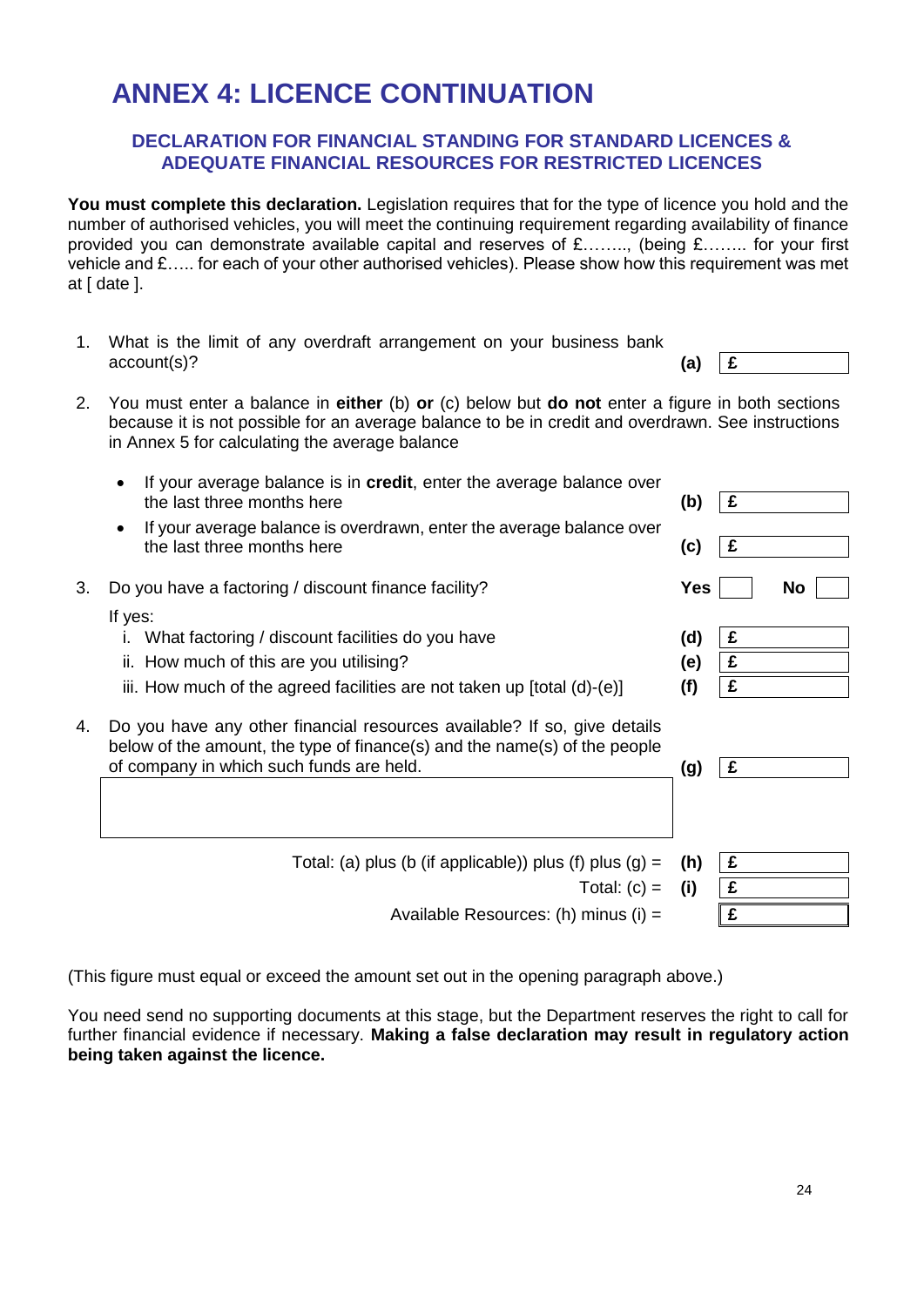# ANNEX 4: LICENCE CONTINUATION

## DECLARATION FOR FINANCIAL STANDING FOR STANDARD LICENCES & ADEQUATE FINANCIAL RESOURCES FOR RESTRICTED LICENCES

**You must complete this declaration.** Legislation requires that for the type of licence you hold and the number of authorised vehicles, you will meet the continuing requirement regarding availability of finance provided you can demonstrate available capital and reserves of £…….., (being £…….. for your first vehicle and £….. for each of your other authorised vehicles). Please show how this requirement was met at [ date ].

1. What is the limit of any overdraft arrangement on your business bank account(s)? **(a)** £

2. You must enter a balance in **either** (b) **or** (c) below but **do not** enter a figure in both sections because it is not possible for an average balance to be in credit and overdrawn. See instructions in Annex 5 for calculating the average balance

   - If your average balance is in **credit**, enter the average balance over the last three months here **(b)** £
   - If your average balance is overdrawn, enter the average balance over the last three months here **(c)** £

3. Do you have a factoring / discount finance facility? **Yes** ☐ **No** ☐

   If yes:

   i. What factoring / discount facilities do you have **(d)** £

   ii. How much of this are you utilising? **(e)** £

   iii. How much of the agreed facilities are not taken up [total (d)-(e)] **(f)** £

4. Do you have any other financial resources available? If so, give details below of the amount, the type of finance(s) and the name(s) of the people of company in which such funds are held. **(g)** £

| | | |
|---|---|---|
| Total: (a) plus (b (if applicable)) plus (f) plus (g) = | **(h)** | £ |
| Total: (c) = | **(i)** | £ |
| Available Resources: (h) minus (i) = | | £ |

(This figure must equal or exceed the amount set out in the opening paragraph above.)

You need send no supporting documents at this stage, but the Department reserves the right to call for further financial evidence if necessary. **Making a false declaration may result in regulatory action being taken against the licence.**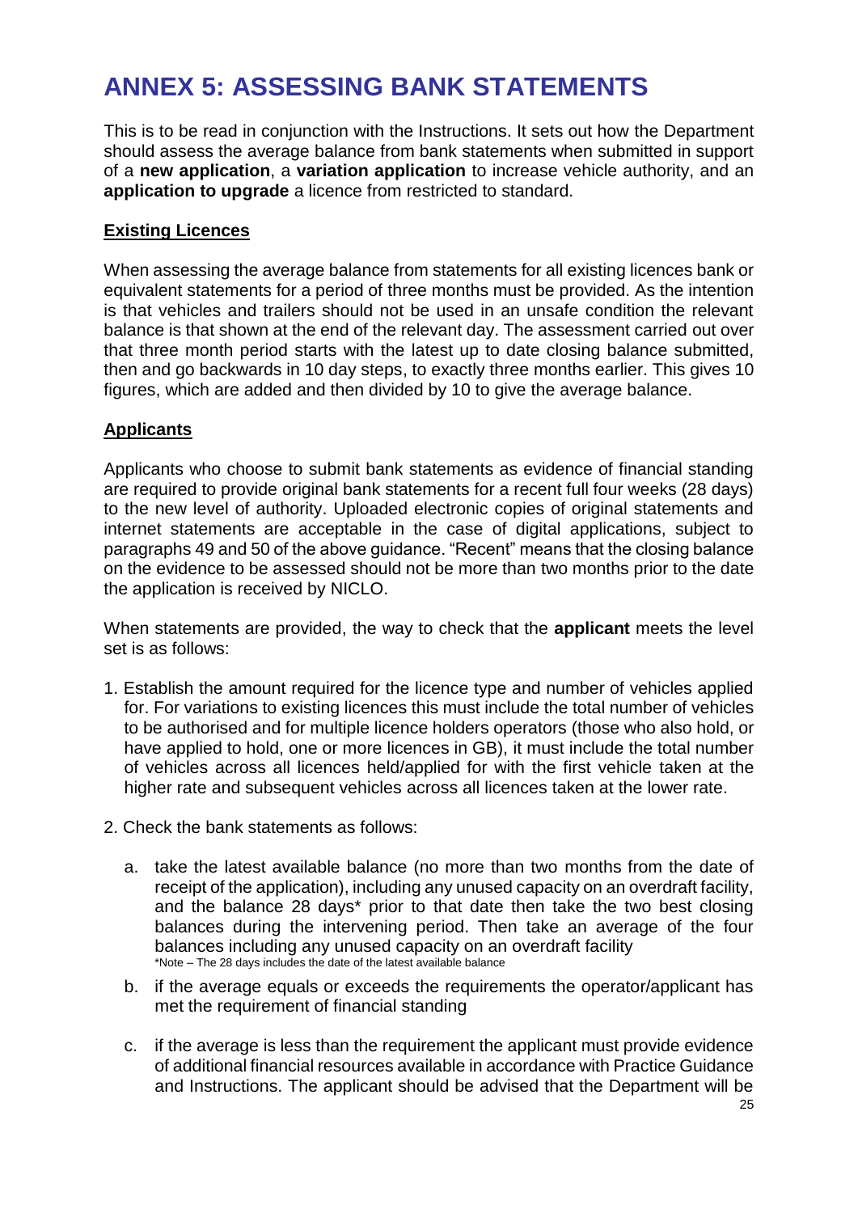# ANNEX 5: ASSESSING BANK STATEMENTS

This is to be read in conjunction with the Instructions. It sets out how the Department should assess the average balance from bank statements when submitted in support of a **new application**, a **variation application** to increase vehicle authority, and an **application to upgrade** a licence from restricted to standard.

## Existing Licences

When assessing the average balance from statements for all existing licences bank or equivalent statements for a period of three months must be provided. As the intention is that vehicles and trailers should not be used in an unsafe condition the relevant balance is that shown at the end of the relevant day. The assessment carried out over that three month period starts with the latest up to date closing balance submitted, then and go backwards in 10 day steps, to exactly three months earlier. This gives 10 figures, which are added and then divided by 10 to give the average balance.

## Applicants

Applicants who choose to submit bank statements as evidence of financial standing are required to provide original bank statements for a recent full four weeks (28 days) to the new level of authority. Uploaded electronic copies of original statements and internet statements are acceptable in the case of digital applications, subject to paragraphs 49 and 50 of the above guidance. "Recent" means that the closing balance on the evidence to be assessed should not be more than two months prior to the date the application is received by NICLO.

When statements are provided, the way to check that the **applicant** meets the level set is as follows:

1. Establish the amount required for the licence type and number of vehicles applied for. For variations to existing licences this must include the total number of vehicles to be authorised and for multiple licence holders operators (those who also hold, or have applied to hold, one or more licences in GB), it must include the total number of vehicles across all licences held/applied for with the first vehicle taken at the higher rate and subsequent vehicles across all licences taken at the lower rate.

2. Check the bank statements as follows:

   a. take the latest available balance (no more than two months from the date of receipt of the application), including any unused capacity on an overdraft facility, and the balance 28 days* prior to that date then take the two best closing balances during the intervening period. Then take an average of the four balances including any unused capacity on an overdraft facility

      *Note – The 28 days includes the date of the latest available balance

   b. if the average equals or exceeds the requirements the operator/applicant has met the requirement of financial standing

   c. if the average is less than the requirement the applicant must provide evidence of additional financial resources available in accordance with Practice Guidance and Instructions. The applicant should be advised that the Department will be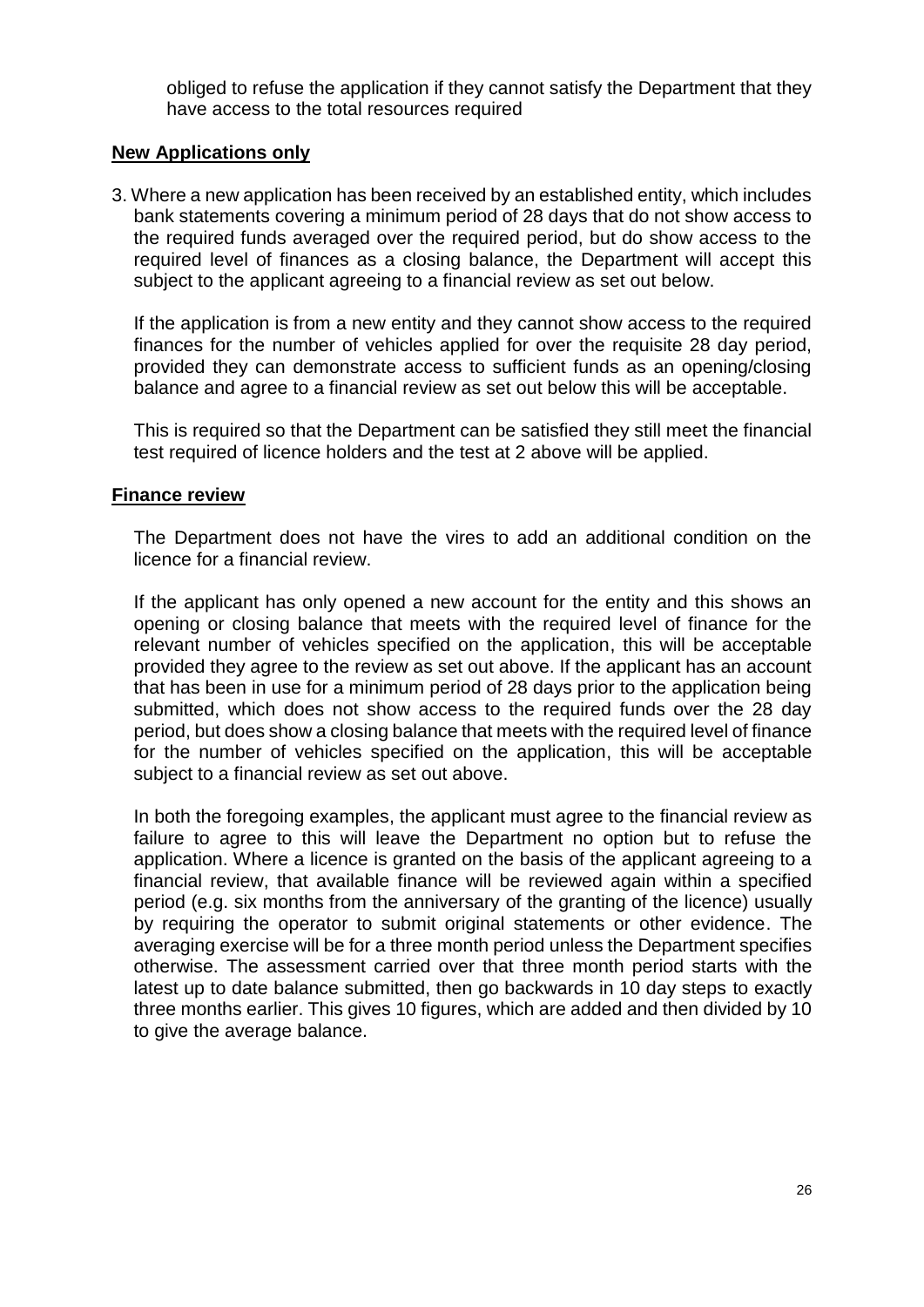obliged to refuse the application if they cannot satisfy the Department that they have access to the total resources required

**New Applications only**

3. Where a new application has been received by an established entity, which includes bank statements covering a minimum period of 28 days that do not show access to the required funds averaged over the required period, but do show access to the required level of finances as a closing balance, the Department will accept this subject to the applicant agreeing to a financial review as set out below.

   If the application is from a new entity and they cannot show access to the required finances for the number of vehicles applied for over the requisite 28 day period, provided they can demonstrate access to sufficient funds as an opening/closing balance and agree to a financial review as set out below this will be acceptable.

   This is required so that the Department can be satisfied they still meet the financial test required of licence holders and the test at 2 above will be applied.

**Finance review**

The Department does not have the vires to add an additional condition on the licence for a financial review.

If the applicant has only opened a new account for the entity and this shows an opening or closing balance that meets with the required level of finance for the relevant number of vehicles specified on the application, this will be acceptable provided they agree to the review as set out above. If the applicant has an account that has been in use for a minimum period of 28 days prior to the application being submitted, which does not show access to the required funds over the 28 day period, but does show a closing balance that meets with the required level of finance for the number of vehicles specified on the application, this will be acceptable subject to a financial review as set out above.

In both the foregoing examples, the applicant must agree to the financial review as failure to agree to this will leave the Department no option but to refuse the application. Where a licence is granted on the basis of the applicant agreeing to a financial review, that available finance will be reviewed again within a specified period (e.g. six months from the anniversary of the granting of the licence) usually by requiring the operator to submit original statements or other evidence. The averaging exercise will be for a three month period unless the Department specifies otherwise. The assessment carried over that three month period starts with the latest up to date balance submitted, then go backwards in 10 day steps to exactly three months earlier. This gives 10 figures, which are added and then divided by 10 to give the average balance.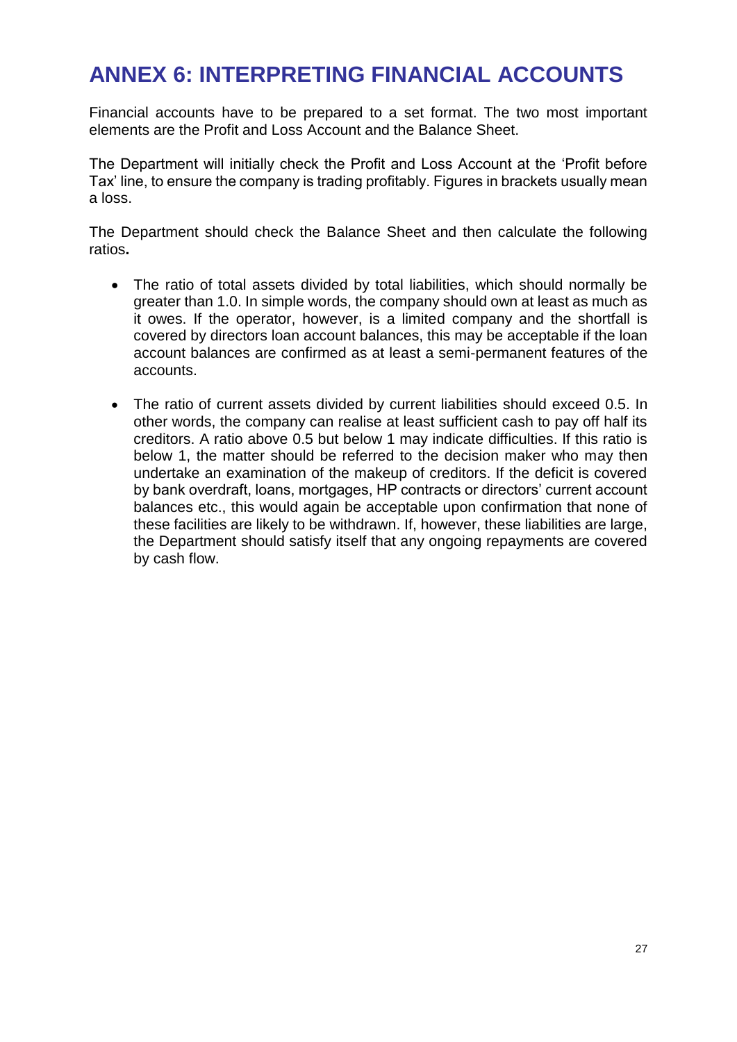# ANNEX 6: INTERPRETING FINANCIAL ACCOUNTS

Financial accounts have to be prepared to a set format. The two most important elements are the Profit and Loss Account and the Balance Sheet.

The Department will initially check the Profit and Loss Account at the 'Profit before Tax' line, to ensure the company is trading profitably. Figures in brackets usually mean a loss.

The Department should check the Balance Sheet and then calculate the following ratios**.**

- The ratio of total assets divided by total liabilities, which should normally be greater than 1.0. In simple words, the company should own at least as much as it owes. If the operator, however, is a limited company and the shortfall is covered by directors loan account balances, this may be acceptable if the loan account balances are confirmed as at least a semi-permanent features of the accounts.

- The ratio of current assets divided by current liabilities should exceed 0.5. In other words, the company can realise at least sufficient cash to pay off half its creditors. A ratio above 0.5 but below 1 may indicate difficulties. If this ratio is below 1, the matter should be referred to the decision maker who may then undertake an examination of the makeup of creditors. If the deficit is covered by bank overdraft, loans, mortgages, HP contracts or directors' current account balances etc., this would again be acceptable upon confirmation that none of these facilities are likely to be withdrawn. If, however, these liabilities are large, the Department should satisfy itself that any ongoing repayments are covered by cash flow.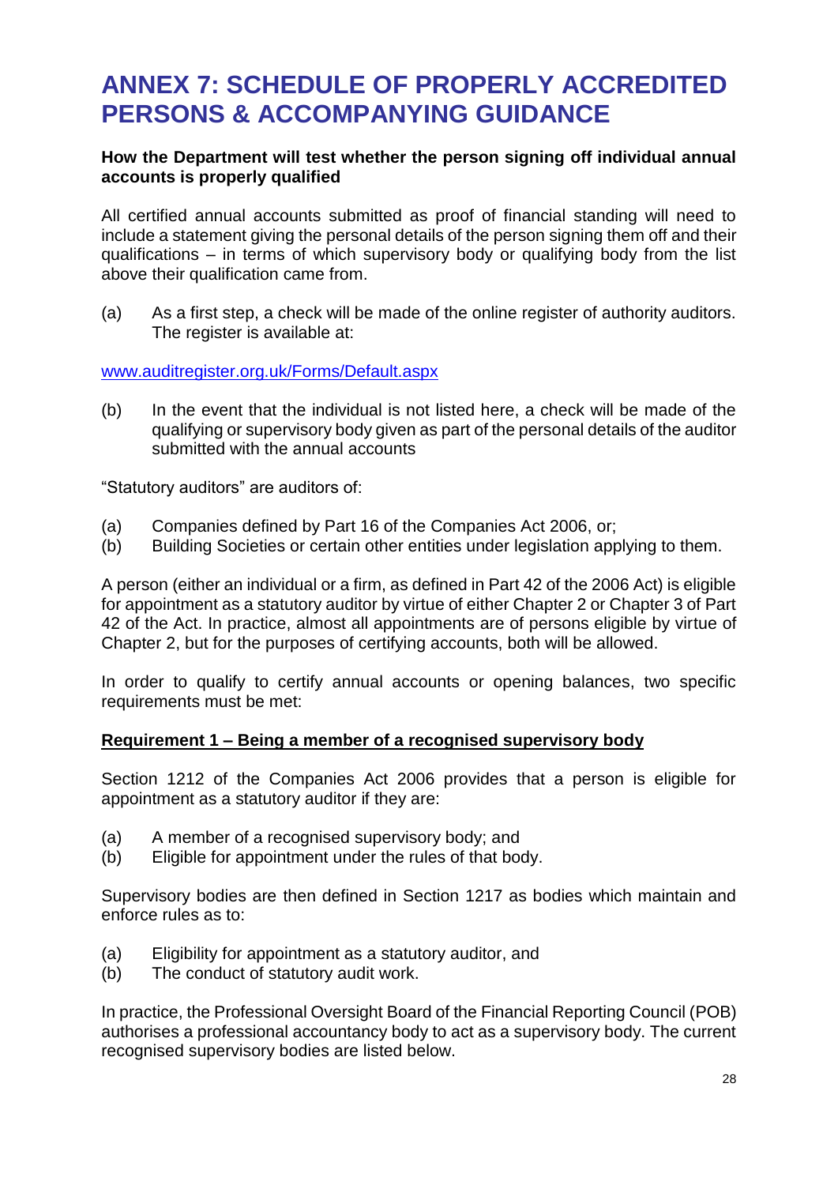# ANNEX 7: SCHEDULE OF PROPERLY ACCREDITED PERSONS & ACCOMPANYING GUIDANCE

**How the Department will test whether the person signing off individual annual accounts is properly qualified**

All certified annual accounts submitted as proof of financial standing will need to include a statement giving the personal details of the person signing them off and their qualifications – in terms of which supervisory body or qualifying body from the list above their qualification came from.

(a) As a first step, a check will be made of the online register of authority auditors. The register is available at:

[www.auditregister.org.uk/Forms/Default.aspx](www.auditregister.org.uk/Forms/Default.aspx)

(b) In the event that the individual is not listed here, a check will be made of the qualifying or supervisory body given as part of the personal details of the auditor submitted with the annual accounts

"Statutory auditors" are auditors of:

(a) Companies defined by Part 16 of the Companies Act 2006, or;
(b) Building Societies or certain other entities under legislation applying to them.

A person (either an individual or a firm, as defined in Part 42 of the 2006 Act) is eligible for appointment as a statutory auditor by virtue of either Chapter 2 or Chapter 3 of Part 42 of the Act. In practice, almost all appointments are of persons eligible by virtue of Chapter 2, but for the purposes of certifying accounts, both will be allowed.

In order to qualify to certify annual accounts or opening balances, two specific requirements must be met:

**<u>Requirement 1 – Being a member of a recognised supervisory body</u>**

Section 1212 of the Companies Act 2006 provides that a person is eligible for appointment as a statutory auditor if they are:

(a) A member of a recognised supervisory body; and
(b) Eligible for appointment under the rules of that body.

Supervisory bodies are then defined in Section 1217 as bodies which maintain and enforce rules as to:

(a) Eligibility for appointment as a statutory auditor, and
(b) The conduct of statutory audit work.

In practice, the Professional Oversight Board of the Financial Reporting Council (POB) authorises a professional accountancy body to act as a supervisory body. The current recognised supervisory bodies are listed below.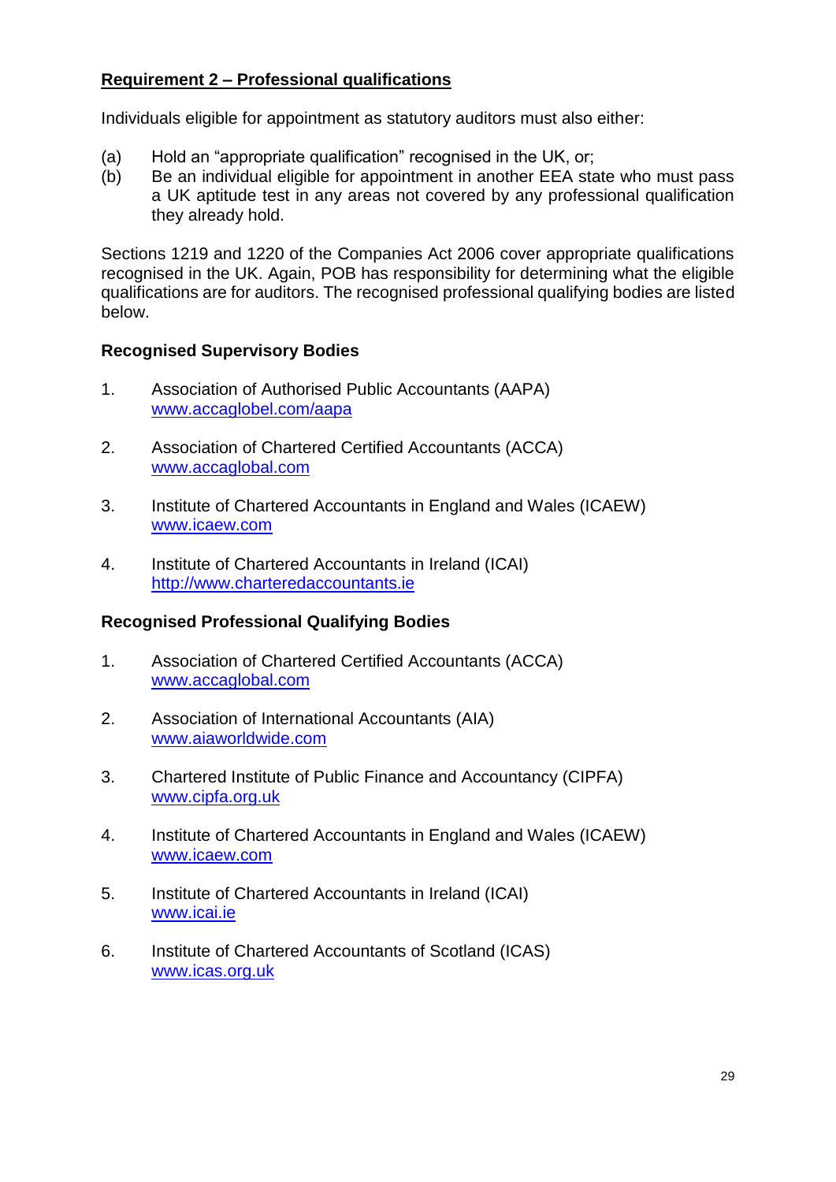## Requirement 2 – Professional qualifications

Individuals eligible for appointment as statutory auditors must also either:

(a) Hold an "appropriate qualification" recognised in the UK, or;
(b) Be an individual eligible for appointment in another EEA state who must pass a UK aptitude test in any areas not covered by any professional qualification they already hold.

Sections 1219 and 1220 of the Companies Act 2006 cover appropriate qualifications recognised in the UK. Again, POB has responsibility for determining what the eligible qualifications are for auditors. The recognised professional qualifying bodies are listed below.

### Recognised Supervisory Bodies

1. Association of Authorised Public Accountants (AAPA)
   www.accaglobel.com/aapa

2. Association of Chartered Certified Accountants (ACCA)
   www.accaglobal.com

3. Institute of Chartered Accountants in England and Wales (ICAEW)
   www.icaew.com

4. Institute of Chartered Accountants in Ireland (ICAI)
   http://www.charteredaccountants.ie

### Recognised Professional Qualifying Bodies

1. Association of Chartered Certified Accountants (ACCA)
   www.accaglobal.com

2. Association of International Accountants (AIA)
   www.aiaworldwide.com

3. Chartered Institute of Public Finance and Accountancy (CIPFA)
   www.cipfa.org.uk

4. Institute of Chartered Accountants in England and Wales (ICAEW)
   www.icaew.com

5. Institute of Chartered Accountants in Ireland (ICAI)
   www.icai.ie

6. Institute of Chartered Accountants of Scotland (ICAS)
   www.icas.org.uk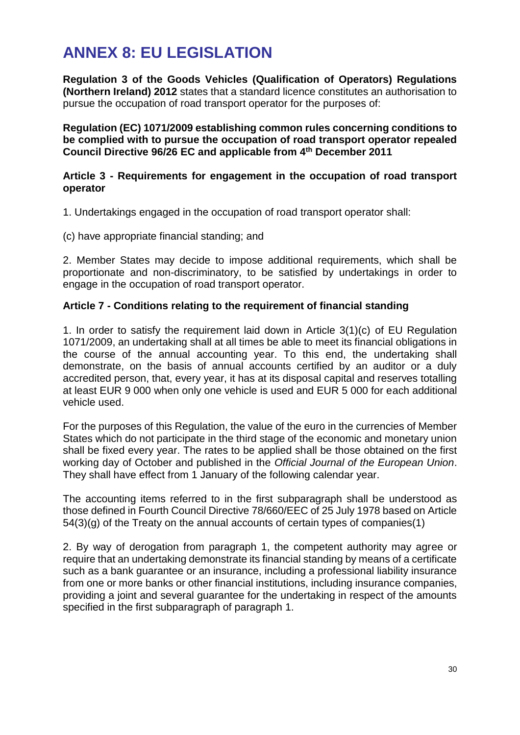# ANNEX 8: EU LEGISLATION

**Regulation 3 of the Goods Vehicles (Qualification of Operators) Regulations (Northern Ireland) 2012** states that a standard licence constitutes an authorisation to pursue the occupation of road transport operator for the purposes of:

**Regulation (EC) 1071/2009 establishing common rules concerning conditions to be complied with to pursue the occupation of road transport operator repealed Council Directive 96/26 EC and applicable from 4th December 2011**

**Article 3 - Requirements for engagement in the occupation of road transport operator**

1. Undertakings engaged in the occupation of road transport operator shall:

(c) have appropriate financial standing; and

2. Member States may decide to impose additional requirements, which shall be proportionate and non-discriminatory, to be satisfied by undertakings in order to engage in the occupation of road transport operator.

**Article 7 - Conditions relating to the requirement of financial standing**

1. In order to satisfy the requirement laid down in Article 3(1)(c) of EU Regulation 1071/2009, an undertaking shall at all times be able to meet its financial obligations in the course of the annual accounting year. To this end, the undertaking shall demonstrate, on the basis of annual accounts certified by an auditor or a duly accredited person, that, every year, it has at its disposal capital and reserves totalling at least EUR 9 000 when only one vehicle is used and EUR 5 000 for each additional vehicle used.

For the purposes of this Regulation, the value of the euro in the currencies of Member States which do not participate in the third stage of the economic and monetary union shall be fixed every year. The rates to be applied shall be those obtained on the first working day of October and published in the *Official Journal of the European Union*. They shall have effect from 1 January of the following calendar year.

The accounting items referred to in the first subparagraph shall be understood as those defined in Fourth Council Directive 78/660/EEC of 25 July 1978 based on Article 54(3)(g) of the Treaty on the annual accounts of certain types of companies(1)

2. By way of derogation from paragraph 1, the competent authority may agree or require that an undertaking demonstrate its financial standing by means of a certificate such as a bank guarantee or an insurance, including a professional liability insurance from one or more banks or other financial institutions, including insurance companies, providing a joint and several guarantee for the undertaking in respect of the amounts specified in the first subparagraph of paragraph 1.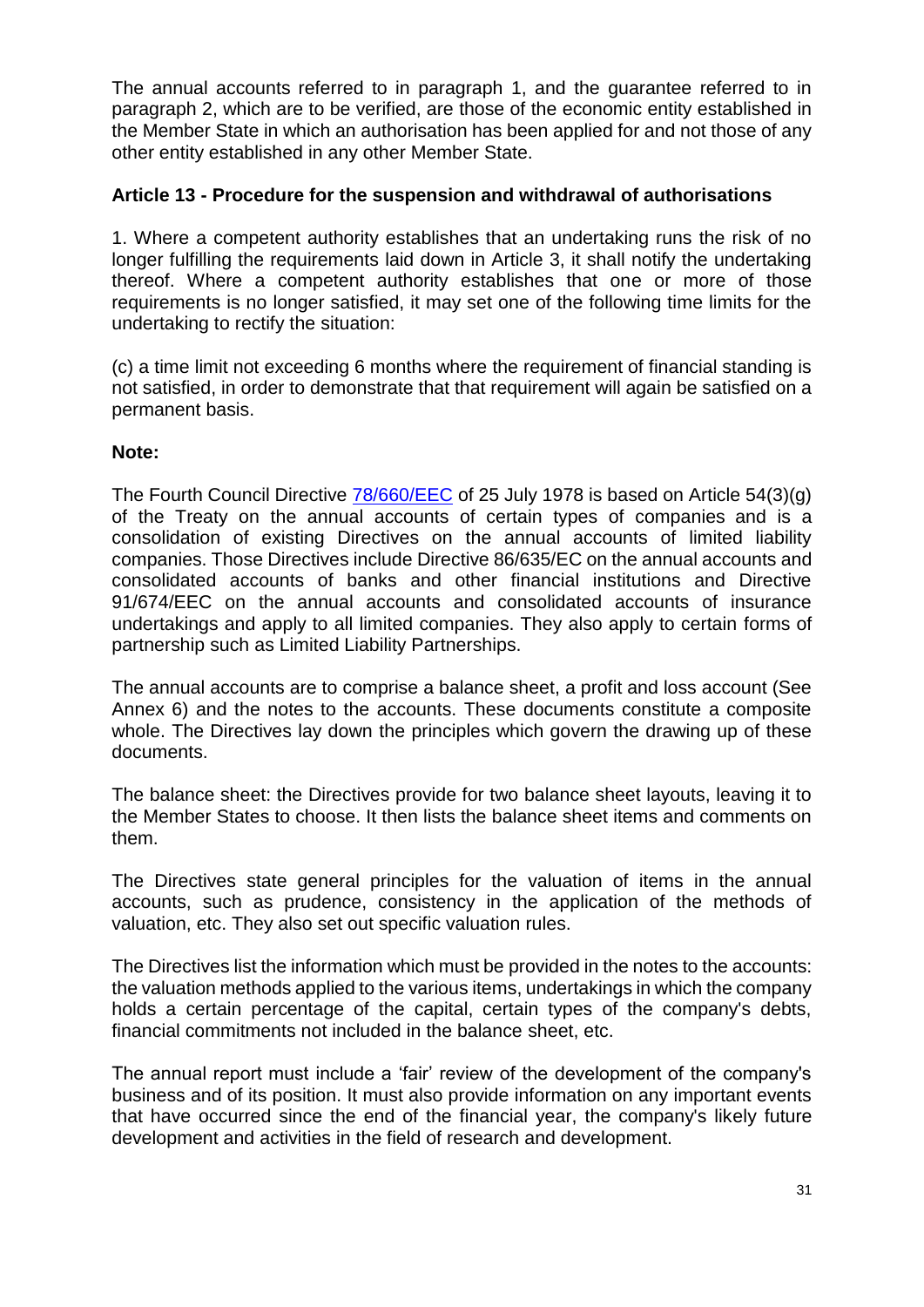The annual accounts referred to in paragraph 1, and the guarantee referred to in paragraph 2, which are to be verified, are those of the economic entity established in the Member State in which an authorisation has been applied for and not those of any other entity established in any other Member State.

**Article 13 - Procedure for the suspension and withdrawal of authorisations**

1. Where a competent authority establishes that an undertaking runs the risk of no longer fulfilling the requirements laid down in Article 3, it shall notify the undertaking thereof. Where a competent authority establishes that one or more of those requirements is no longer satisfied, it may set one of the following time limits for the undertaking to rectify the situation:

(c) a time limit not exceeding 6 months where the requirement of financial standing is not satisfied, in order to demonstrate that that requirement will again be satisfied on a permanent basis.

**Note:**

The Fourth Council Directive 78/660/EEC of 25 July 1978 is based on Article 54(3)(g) of the Treaty on the annual accounts of certain types of companies and is a consolidation of existing Directives on the annual accounts of limited liability companies. Those Directives include Directive 86/635/EC on the annual accounts and consolidated accounts of banks and other financial institutions and Directive 91/674/EEC on the annual accounts and consolidated accounts of insurance undertakings and apply to all limited companies. They also apply to certain forms of partnership such as Limited Liability Partnerships.

The annual accounts are to comprise a balance sheet, a profit and loss account (See Annex 6) and the notes to the accounts. These documents constitute a composite whole. The Directives lay down the principles which govern the drawing up of these documents.

The balance sheet: the Directives provide for two balance sheet layouts, leaving it to the Member States to choose. It then lists the balance sheet items and comments on them.

The Directives state general principles for the valuation of items in the annual accounts, such as prudence, consistency in the application of the methods of valuation, etc. They also set out specific valuation rules.

The Directives list the information which must be provided in the notes to the accounts: the valuation methods applied to the various items, undertakings in which the company holds a certain percentage of the capital, certain types of the company's debts, financial commitments not included in the balance sheet, etc.

The annual report must include a 'fair' review of the development of the company's business and of its position. It must also provide information on any important events that have occurred since the end of the financial year, the company's likely future development and activities in the field of research and development.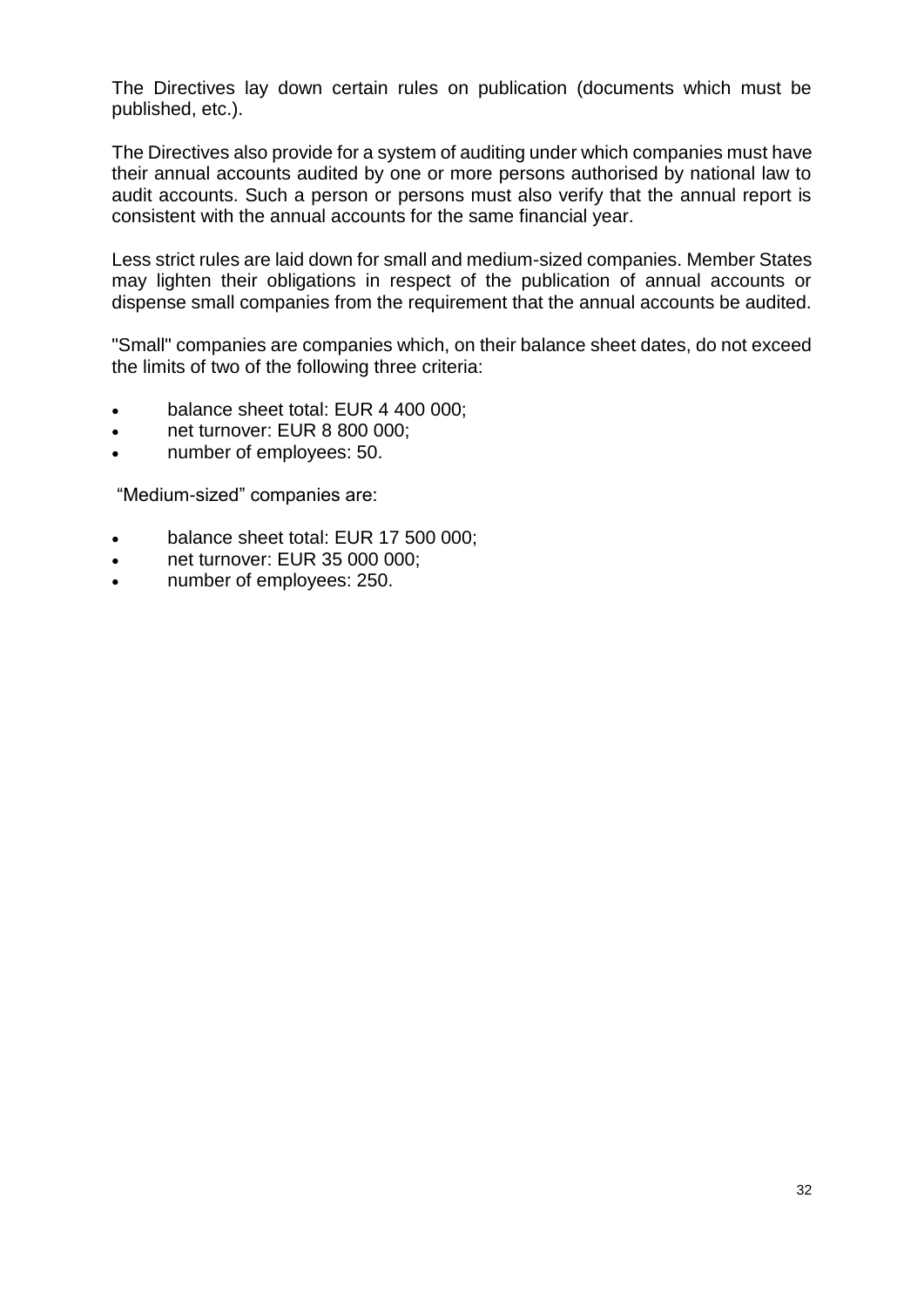The Directives lay down certain rules on publication (documents which must be published, etc.).

The Directives also provide for a system of auditing under which companies must have their annual accounts audited by one or more persons authorised by national law to audit accounts. Such a person or persons must also verify that the annual report is consistent with the annual accounts for the same financial year.

Less strict rules are laid down for small and medium-sized companies. Member States may lighten their obligations in respect of the publication of annual accounts or dispense small companies from the requirement that the annual accounts be audited.

"Small" companies are companies which, on their balance sheet dates, do not exceed the limits of two of the following three criteria:

- balance sheet total: EUR 4 400 000;
- net turnover: EUR 8 800 000;
- number of employees: 50.

"Medium-sized" companies are:

- balance sheet total: EUR 17 500 000;
- net turnover: EUR 35 000 000;
- number of employees: 250.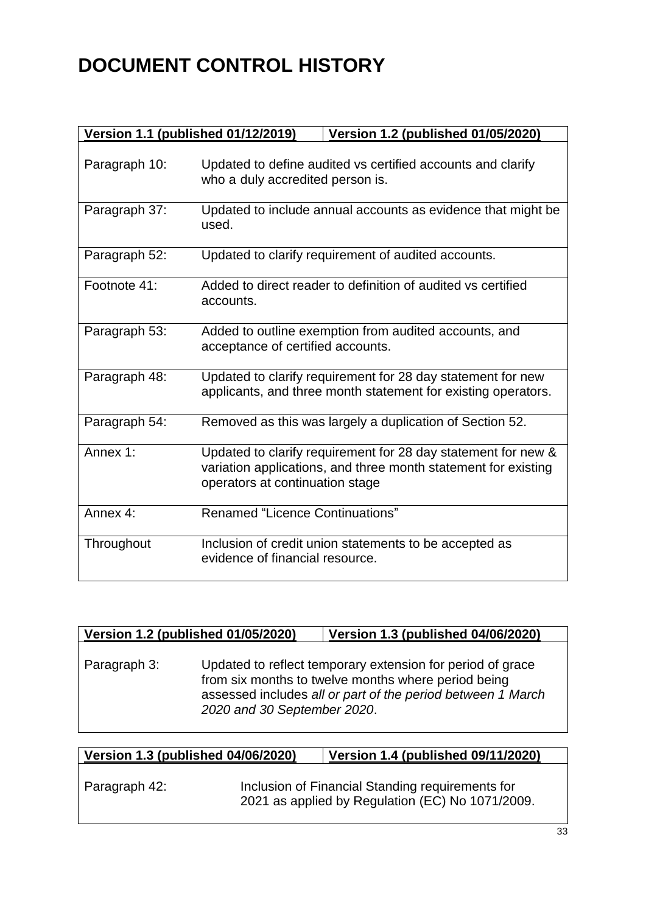# DOCUMENT CONTROL HISTORY

| Version 1.1 (published 01/12/2019) | Version 1.2 (published 01/05/2020) |
|---|---|
| Paragraph 10: | Updated to define audited vs certified accounts and clarify who a duly accredited person is. |
| Paragraph 37: | Updated to include annual accounts as evidence that might be used. |
| Paragraph 52: | Updated to clarify requirement of audited accounts. |
| Footnote 41: | Added to direct reader to definition of audited vs certified accounts. |
| Paragraph 53: | Added to outline exemption from audited accounts, and acceptance of certified accounts. |
| Paragraph 48: | Updated to clarify requirement for 28 day statement for new applicants, and three month statement for existing operators. |
| Paragraph 54: | Removed as this was largely a duplication of Section 52. |
| Annex 1: | Updated to clarify requirement for 28 day statement for new & variation applications, and three month statement for existing operators at continuation stage |
| Annex 4: | Renamed "Licence Continuations" |
| Throughout | Inclusion of credit union statements to be accepted as evidence of financial resource. |

| Version 1.2 (published 01/05/2020) | Version 1.3 (published 04/06/2020) |
|---|---|
| Paragraph 3: | Updated to reflect temporary extension for period of grace from six months to twelve months where period being assessed includes *all or part of the period between 1 March 2020 and 30 September 2020*. |

| Version 1.3 (published 04/06/2020) | Version 1.4 (published 09/11/2020) |
|---|---|
| Paragraph 42: | Inclusion of Financial Standing requirements for 2021 as applied by Regulation (EC) No 1071/2009. |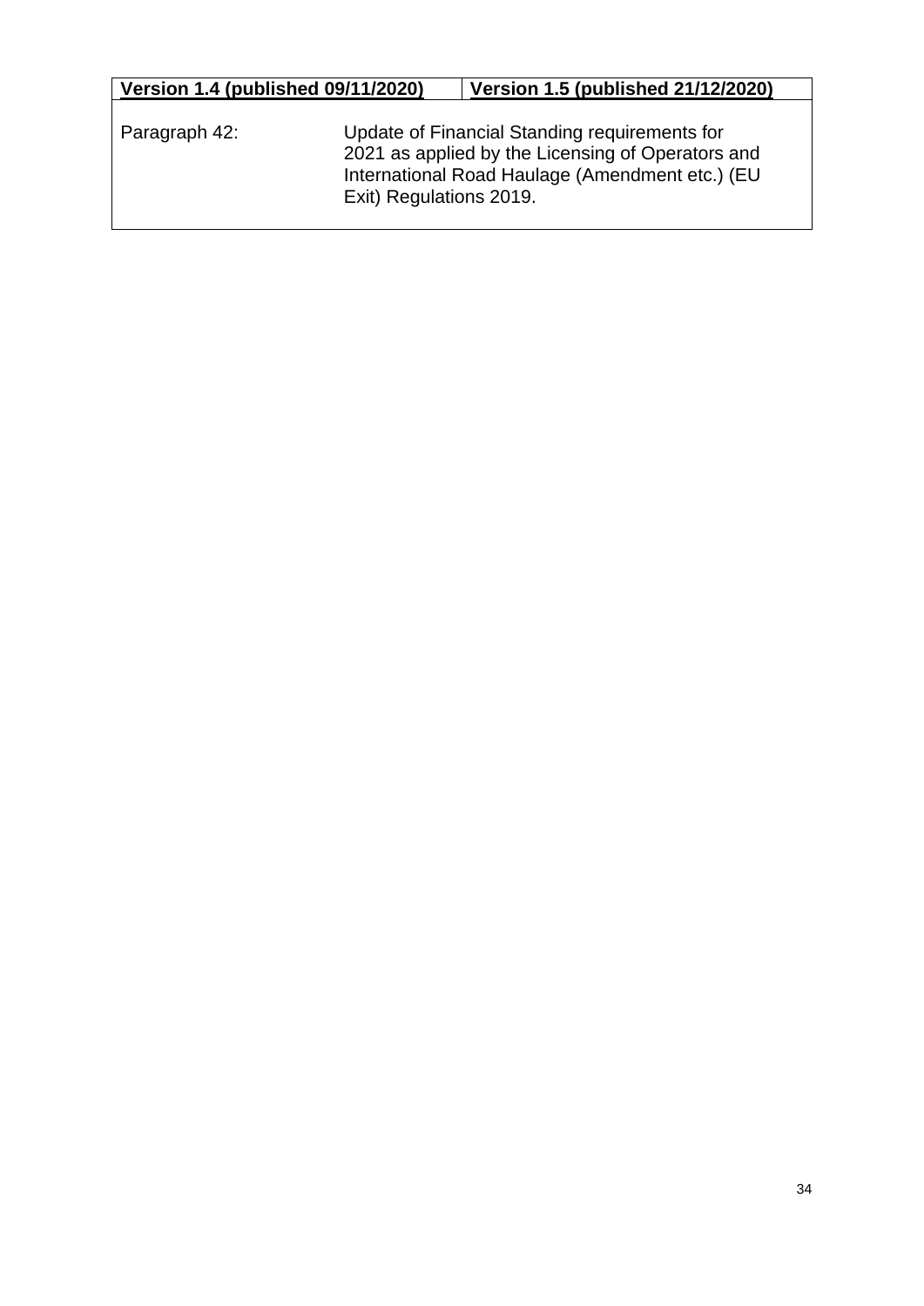| Version 1.4 (published 09/11/2020) | Version 1.5 (published 21/12/2020) |
| --- | --- |
| Paragraph 42: | Update of Financial Standing requirements for 2021 as applied by the Licensing of Operators and International Road Haulage (Amendment etc.) (EU Exit) Regulations 2019. |